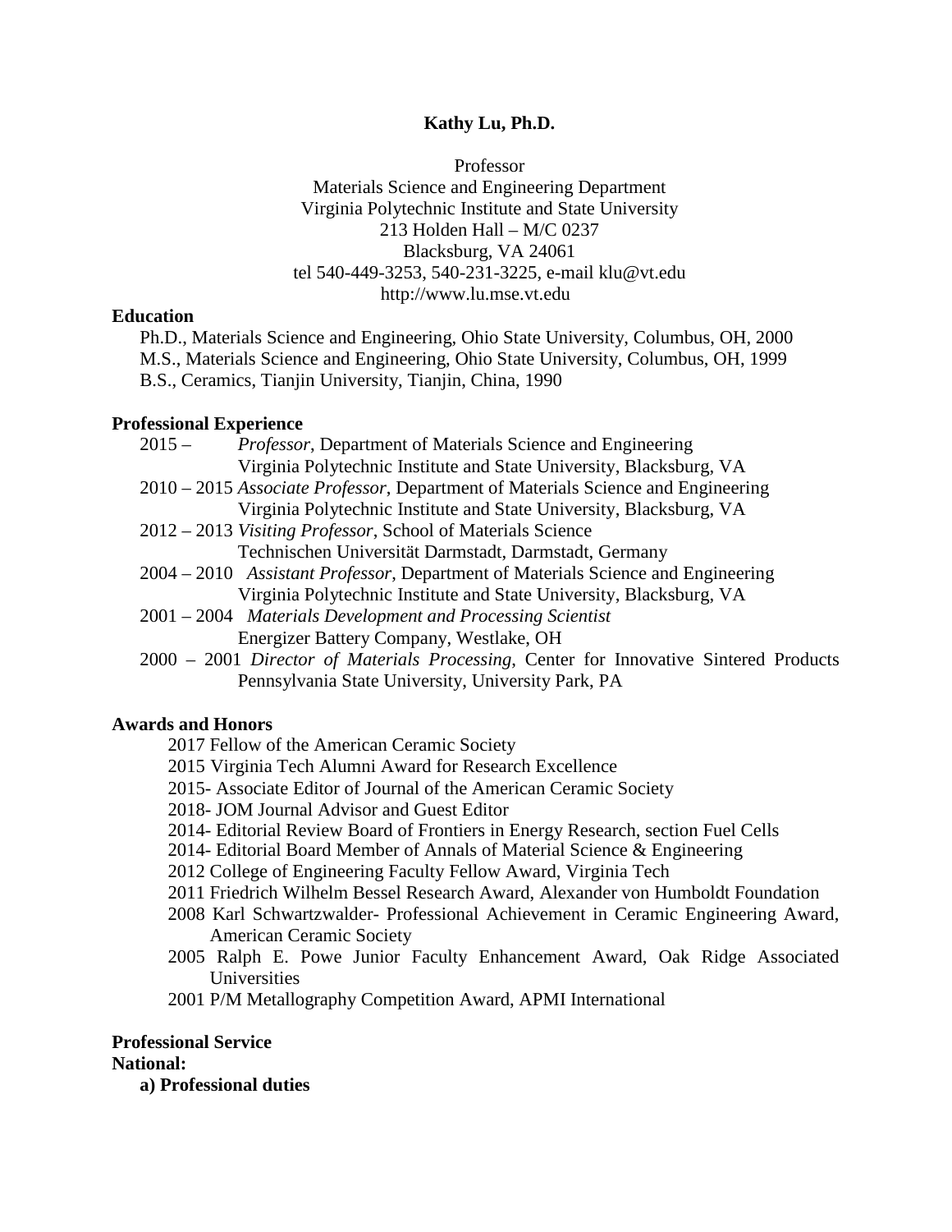# Kathy Lu, Ph.D.

Professor
Materials Science and Engineering Department
Virginia Polytechnic Institute and State University
213 Holden Hall – M/C 0237
Blacksburg, VA 24061
tel 540-449-3253, 540-231-3225, e-mail klu@vt.edu
http://www.lu.mse.vt.edu

## Education

Ph.D., Materials Science and Engineering, Ohio State University, Columbus, OH, 2000
M.S., Materials Science and Engineering, Ohio State University, Columbus, OH, 1999
B.S., Ceramics, Tianjin University, Tianjin, China, 1990

## Professional Experience

2015 – *Professor*, Department of Materials Science and Engineering
Virginia Polytechnic Institute and State University, Blacksburg, VA

2010 – 2015 *Associate Professor*, Department of Materials Science and Engineering
Virginia Polytechnic Institute and State University, Blacksburg, VA

2012 – 2013 *Visiting Professor*, School of Materials Science
Technischen Universität Darmstadt, Darmstadt, Germany

2004 – 2010 *Assistant Professor*, Department of Materials Science and Engineering
Virginia Polytechnic Institute and State University, Blacksburg, VA

2001 – 2004 *Materials Development and Processing Scientist*
Energizer Battery Company, Westlake, OH

2000 – 2001 *Director of Materials Processing*, Center for Innovative Sintered Products
Pennsylvania State University, University Park, PA

## Awards and Honors

2017 Fellow of the American Ceramic Society
2015 Virginia Tech Alumni Award for Research Excellence
2015- Associate Editor of Journal of the American Ceramic Society
2018- JOM Journal Advisor and Guest Editor
2014- Editorial Review Board of Frontiers in Energy Research, section Fuel Cells
2014- Editorial Board Member of Annals of Material Science & Engineering
2012 College of Engineering Faculty Fellow Award, Virginia Tech
2011 Friedrich Wilhelm Bessel Research Award, Alexander von Humboldt Foundation
2008 Karl Schwartzwalder- Professional Achievement in Ceramic Engineering Award, American Ceramic Society
2005 Ralph E. Powe Junior Faculty Enhancement Award, Oak Ridge Associated Universities
2001 P/M Metallography Competition Award, APMI International

## Professional Service

**National:**

**a) Professional duties**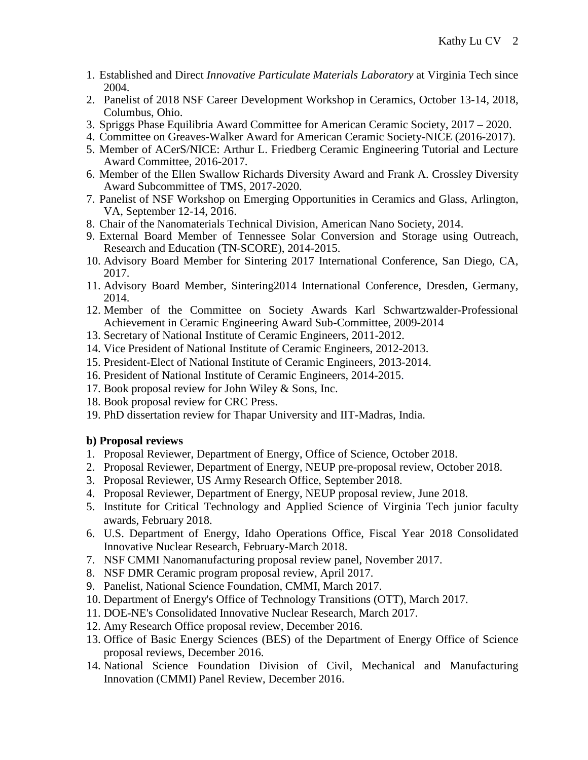1. Established and Direct *Innovative Particulate Materials Laboratory* at Virginia Tech since 2004.
2. Panelist of 2018 NSF Career Development Workshop in Ceramics, October 13-14, 2018, Columbus, Ohio.
3. Spriggs Phase Equilibria Award Committee for American Ceramic Society, 2017 – 2020.
4. Committee on Greaves-Walker Award for American Ceramic Society-NICE (2016-2017).
5. Member of ACerS/NICE: Arthur L. Friedberg Ceramic Engineering Tutorial and Lecture Award Committee, 2016-2017.
6. Member of the Ellen Swallow Richards Diversity Award and Frank A. Crossley Diversity Award Subcommittee of TMS, 2017-2020.
7. Panelist of NSF Workshop on Emerging Opportunities in Ceramics and Glass, Arlington, VA, September 12-14, 2016.
8. Chair of the Nanomaterials Technical Division, American Nano Society, 2014.
9. External Board Member of Tennessee Solar Conversion and Storage using Outreach, Research and Education (TN-SCORE), 2014-2015.
10. Advisory Board Member for Sintering 2017 International Conference, San Diego, CA, 2017.
11. Advisory Board Member, Sintering2014 International Conference, Dresden, Germany, 2014.
12. Member of the Committee on Society Awards Karl Schwartzwalder-Professional Achievement in Ceramic Engineering Award Sub-Committee, 2009-2014
13. Secretary of National Institute of Ceramic Engineers, 2011-2012.
14. Vice President of National Institute of Ceramic Engineers, 2012-2013.
15. President-Elect of National Institute of Ceramic Engineers, 2013-2014.
16. President of National Institute of Ceramic Engineers, 2014-2015.
17. Book proposal review for John Wiley & Sons, Inc.
18. Book proposal review for CRC Press.
19. PhD dissertation review for Thapar University and IIT-Madras, India.

**b) Proposal reviews**

1. Proposal Reviewer, Department of Energy, Office of Science, October 2018.
2. Proposal Reviewer, Department of Energy, NEUP pre-proposal review, October 2018.
3. Proposal Reviewer, US Army Research Office, September 2018.
4. Proposal Reviewer, Department of Energy, NEUP proposal review, June 2018.
5. Institute for Critical Technology and Applied Science of Virginia Tech junior faculty awards, February 2018.
6. U.S. Department of Energy, Idaho Operations Office, Fiscal Year 2018 Consolidated Innovative Nuclear Research, February-March 2018.
7. NSF CMMI Nanomanufacturing proposal review panel, November 2017.
8. NSF DMR Ceramic program proposal review, April 2017.
9. Panelist, National Science Foundation, CMMI, March 2017.
10. Department of Energy's Office of Technology Transitions (OTT), March 2017.
11. DOE-NE's Consolidated Innovative Nuclear Research, March 2017.
12. Amy Research Office proposal review, December 2016.
13. Office of Basic Energy Sciences (BES) of the Department of Energy Office of Science proposal reviews, December 2016.
14. National Science Foundation Division of Civil, Mechanical and Manufacturing Innovation (CMMI) Panel Review, December 2016.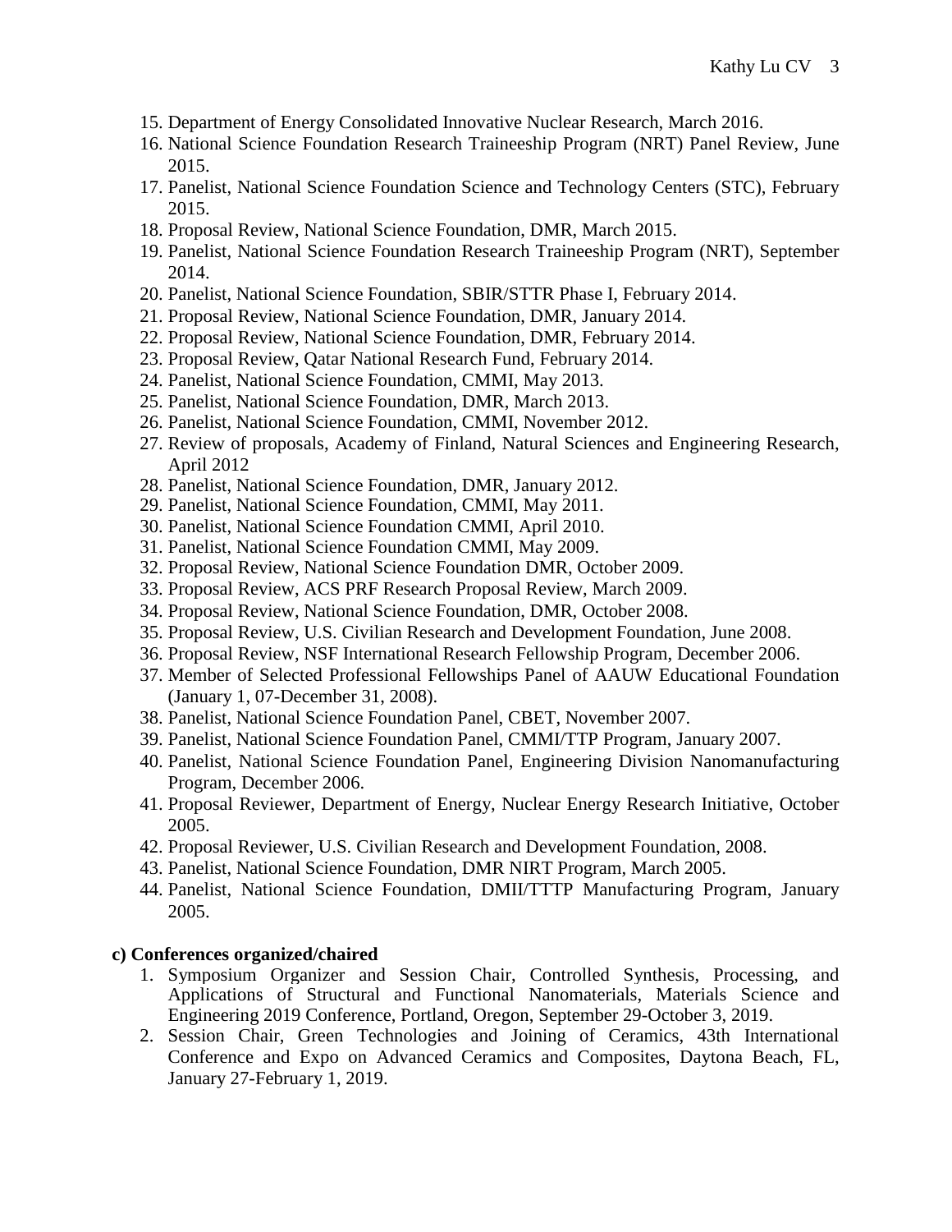15. Department of Energy Consolidated Innovative Nuclear Research, March 2016.
16. National Science Foundation Research Traineeship Program (NRT) Panel Review, June 2015.
17. Panelist, National Science Foundation Science and Technology Centers (STC), February 2015.
18. Proposal Review, National Science Foundation, DMR, March 2015.
19. Panelist, National Science Foundation Research Traineeship Program (NRT), September 2014.
20. Panelist, National Science Foundation, SBIR/STTR Phase I, February 2014.
21. Proposal Review, National Science Foundation, DMR, January 2014.
22. Proposal Review, National Science Foundation, DMR, February 2014.
23. Proposal Review, Qatar National Research Fund, February 2014.
24. Panelist, National Science Foundation, CMMI, May 2013.
25. Panelist, National Science Foundation, DMR, March 2013.
26. Panelist, National Science Foundation, CMMI, November 2012.
27. Review of proposals, Academy of Finland, Natural Sciences and Engineering Research, April 2012
28. Panelist, National Science Foundation, DMR, January 2012.
29. Panelist, National Science Foundation, CMMI, May 2011.
30. Panelist, National Science Foundation CMMI, April 2010.
31. Panelist, National Science Foundation CMMI, May 2009.
32. Proposal Review, National Science Foundation DMR, October 2009.
33. Proposal Review, ACS PRF Research Proposal Review, March 2009.
34. Proposal Review, National Science Foundation, DMR, October 2008.
35. Proposal Review, U.S. Civilian Research and Development Foundation, June 2008.
36. Proposal Review, NSF International Research Fellowship Program, December 2006.
37. Member of Selected Professional Fellowships Panel of AAUW Educational Foundation (January 1, 07-December 31, 2008).
38. Panelist, National Science Foundation Panel, CBET, November 2007.
39. Panelist, National Science Foundation Panel, CMMI/TTP Program, January 2007.
40. Panelist, National Science Foundation Panel, Engineering Division Nanomanufacturing Program, December 2006.
41. Proposal Reviewer, Department of Energy, Nuclear Energy Research Initiative, October 2005.
42. Proposal Reviewer, U.S. Civilian Research and Development Foundation, 2008.
43. Panelist, National Science Foundation, DMR NIRT Program, March 2005.
44. Panelist, National Science Foundation, DMII/TTTP Manufacturing Program, January 2005.

**c) Conferences organized/chaired**

1. Symposium Organizer and Session Chair, Controlled Synthesis, Processing, and Applications of Structural and Functional Nanomaterials, Materials Science and Engineering 2019 Conference, Portland, Oregon, September 29-October 3, 2019.
2. Session Chair, Green Technologies and Joining of Ceramics, 43th International Conference and Expo on Advanced Ceramics and Composites, Daytona Beach, FL, January 27-February 1, 2019.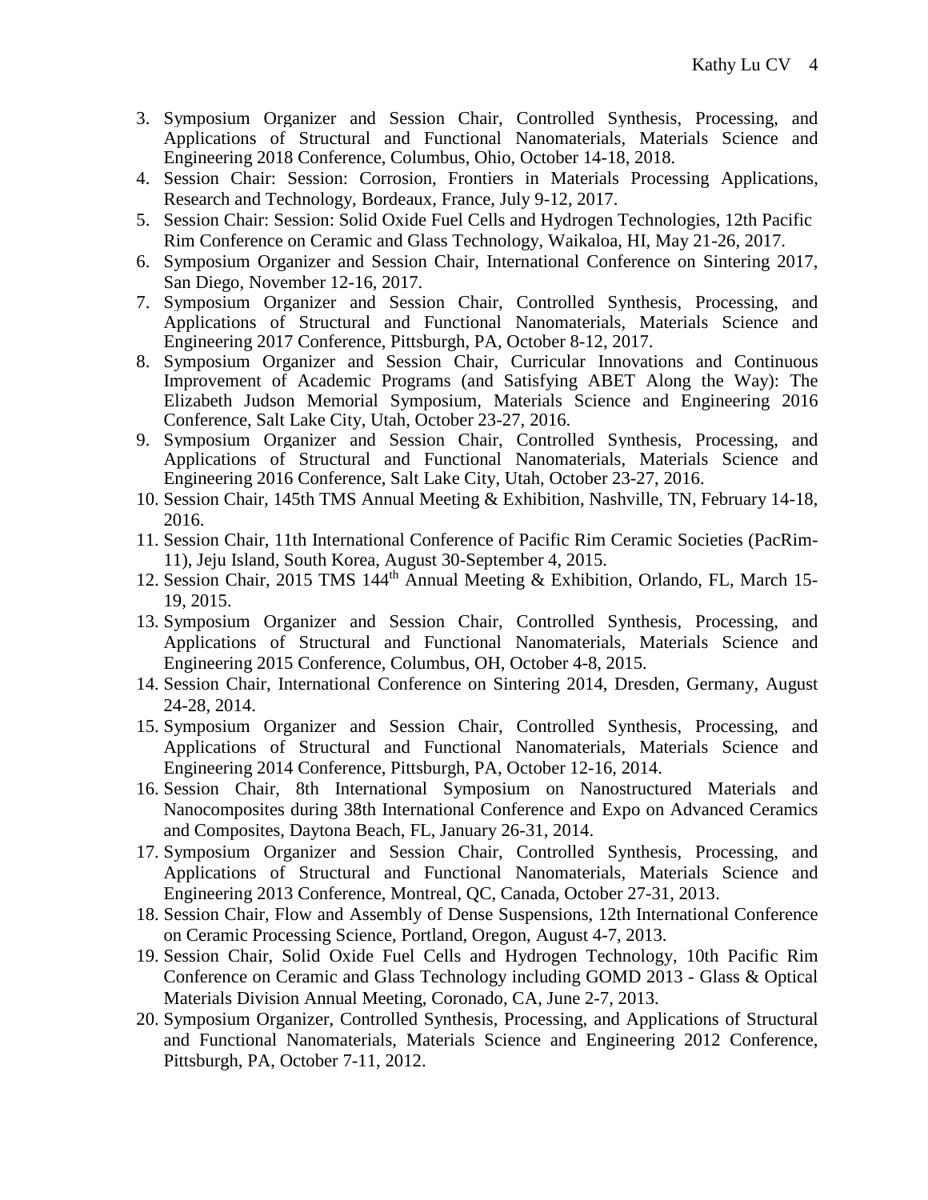3. Symposium Organizer and Session Chair, Controlled Synthesis, Processing, and Applications of Structural and Functional Nanomaterials, Materials Science and Engineering 2018 Conference, Columbus, Ohio, October 14-18, 2018.
4. Session Chair: Session: Corrosion, Frontiers in Materials Processing Applications, Research and Technology, Bordeaux, France, July 9-12, 2017.
5. Session Chair: Session: Solid Oxide Fuel Cells and Hydrogen Technologies, 12th Pacific Rim Conference on Ceramic and Glass Technology, Waikaloa, HI, May 21-26, 2017.
6. Symposium Organizer and Session Chair, International Conference on Sintering 2017, San Diego, November 12-16, 2017.
7. Symposium Organizer and Session Chair, Controlled Synthesis, Processing, and Applications of Structural and Functional Nanomaterials, Materials Science and Engineering 2017 Conference, Pittsburgh, PA, October 8-12, 2017.
8. Symposium Organizer and Session Chair, Curricular Innovations and Continuous Improvement of Academic Programs (and Satisfying ABET Along the Way): The Elizabeth Judson Memorial Symposium, Materials Science and Engineering 2016 Conference, Salt Lake City, Utah, October 23-27, 2016.
9. Symposium Organizer and Session Chair, Controlled Synthesis, Processing, and Applications of Structural and Functional Nanomaterials, Materials Science and Engineering 2016 Conference, Salt Lake City, Utah, October 23-27, 2016.
10. Session Chair, 145th TMS Annual Meeting & Exhibition, Nashville, TN, February 14-18, 2016.
11. Session Chair, 11th International Conference of Pacific Rim Ceramic Societies (PacRim-11), Jeju Island, South Korea, August 30-September 4, 2015.
12. Session Chair, 2015 TMS 144$^{th}$ Annual Meeting & Exhibition, Orlando, FL, March 15-19, 2015.
13. Symposium Organizer and Session Chair, Controlled Synthesis, Processing, and Applications of Structural and Functional Nanomaterials, Materials Science and Engineering 2015 Conference, Columbus, OH, October 4-8, 2015.
14. Session Chair, International Conference on Sintering 2014, Dresden, Germany, August 24-28, 2014.
15. Symposium Organizer and Session Chair, Controlled Synthesis, Processing, and Applications of Structural and Functional Nanomaterials, Materials Science and Engineering 2014 Conference, Pittsburgh, PA, October 12-16, 2014.
16. Session Chair, 8th International Symposium on Nanostructured Materials and Nanocomposites during 38th International Conference and Expo on Advanced Ceramics and Composites, Daytona Beach, FL, January 26-31, 2014.
17. Symposium Organizer and Session Chair, Controlled Synthesis, Processing, and Applications of Structural and Functional Nanomaterials, Materials Science and Engineering 2013 Conference, Montreal, QC, Canada, October 27-31, 2013.
18. Session Chair, Flow and Assembly of Dense Suspensions, 12th International Conference on Ceramic Processing Science, Portland, Oregon, August 4-7, 2013.
19. Session Chair, Solid Oxide Fuel Cells and Hydrogen Technology, 10th Pacific Rim Conference on Ceramic and Glass Technology including GOMD 2013 - Glass & Optical Materials Division Annual Meeting, Coronado, CA, June 2-7, 2013.
20. Symposium Organizer, Controlled Synthesis, Processing, and Applications of Structural and Functional Nanomaterials, Materials Science and Engineering 2012 Conference, Pittsburgh, PA, October 7-11, 2012.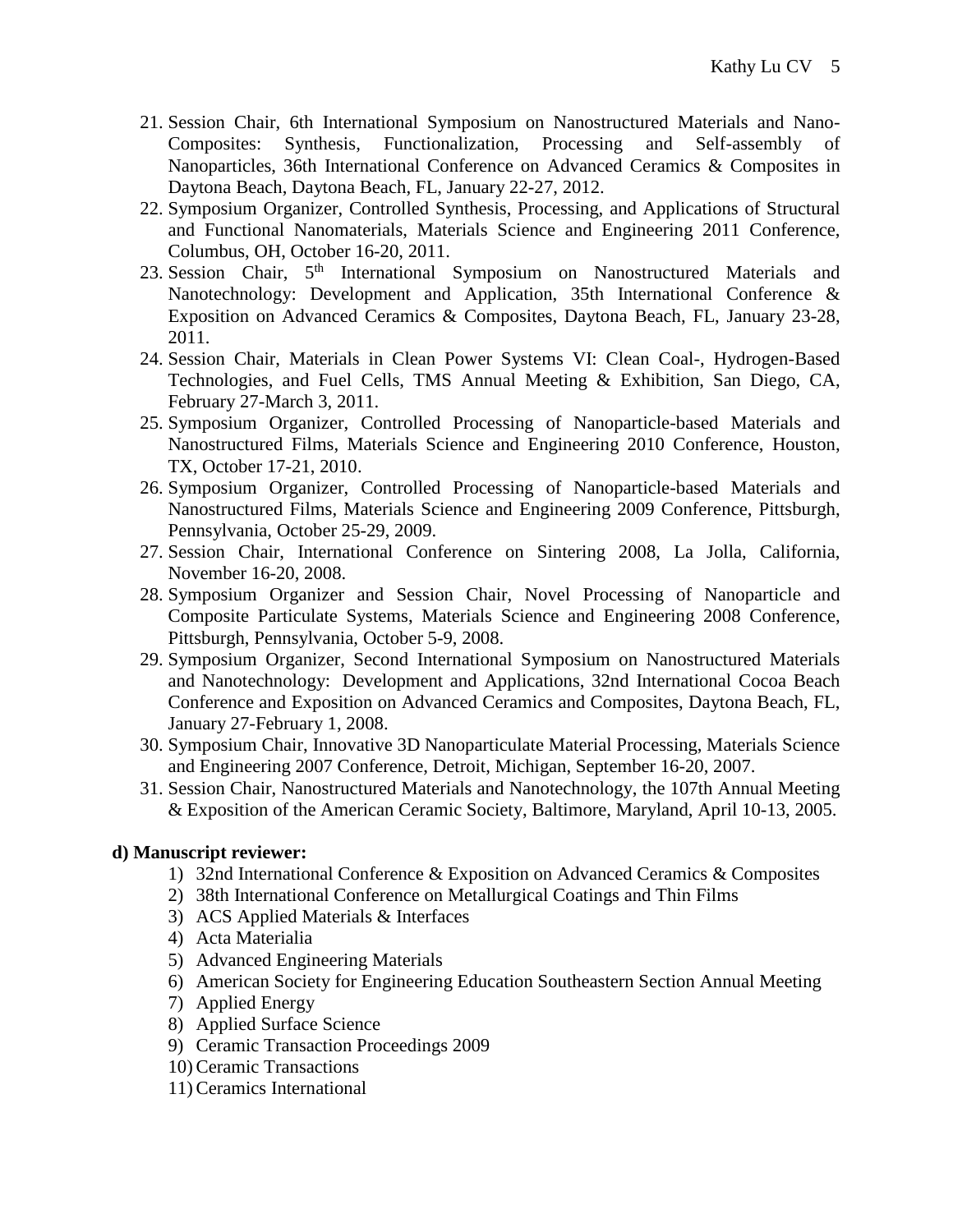21. Session Chair, 6th International Symposium on Nanostructured Materials and Nano-Composites: Synthesis, Functionalization, Processing and Self-assembly of Nanoparticles, 36th International Conference on Advanced Ceramics & Composites in Daytona Beach, Daytona Beach, FL, January 22-27, 2012.
22. Symposium Organizer, Controlled Synthesis, Processing, and Applications of Structural and Functional Nanomaterials, Materials Science and Engineering 2011 Conference, Columbus, OH, October 16-20, 2011.
23. Session Chair, 5th International Symposium on Nanostructured Materials and Nanotechnology: Development and Application, 35th International Conference & Exposition on Advanced Ceramics & Composites, Daytona Beach, FL, January 23-28, 2011.
24. Session Chair, Materials in Clean Power Systems VI: Clean Coal-, Hydrogen-Based Technologies, and Fuel Cells, TMS Annual Meeting & Exhibition, San Diego, CA, February 27-March 3, 2011.
25. Symposium Organizer, Controlled Processing of Nanoparticle-based Materials and Nanostructured Films, Materials Science and Engineering 2010 Conference, Houston, TX, October 17-21, 2010.
26. Symposium Organizer, Controlled Processing of Nanoparticle-based Materials and Nanostructured Films, Materials Science and Engineering 2009 Conference, Pittsburgh, Pennsylvania, October 25-29, 2009.
27. Session Chair, International Conference on Sintering 2008, La Jolla, California, November 16-20, 2008.
28. Symposium Organizer and Session Chair, Novel Processing of Nanoparticle and Composite Particulate Systems, Materials Science and Engineering 2008 Conference, Pittsburgh, Pennsylvania, October 5-9, 2008.
29. Symposium Organizer, Second International Symposium on Nanostructured Materials and Nanotechnology: Development and Applications, 32nd International Cocoa Beach Conference and Exposition on Advanced Ceramics and Composites, Daytona Beach, FL, January 27-February 1, 2008.
30. Symposium Chair, Innovative 3D Nanoparticulate Material Processing, Materials Science and Engineering 2007 Conference, Detroit, Michigan, September 16-20, 2007.
31. Session Chair, Nanostructured Materials and Nanotechnology, the 107th Annual Meeting & Exposition of the American Ceramic Society, Baltimore, Maryland, April 10-13, 2005.

**d) Manuscript reviewer:**

1) 32nd International Conference & Exposition on Advanced Ceramics & Composites
2) 38th International Conference on Metallurgical Coatings and Thin Films
3) ACS Applied Materials & Interfaces
4) Acta Materialia
5) Advanced Engineering Materials
6) American Society for Engineering Education Southeastern Section Annual Meeting
7) Applied Energy
8) Applied Surface Science
9) Ceramic Transaction Proceedings 2009
10) Ceramic Transactions
11) Ceramics International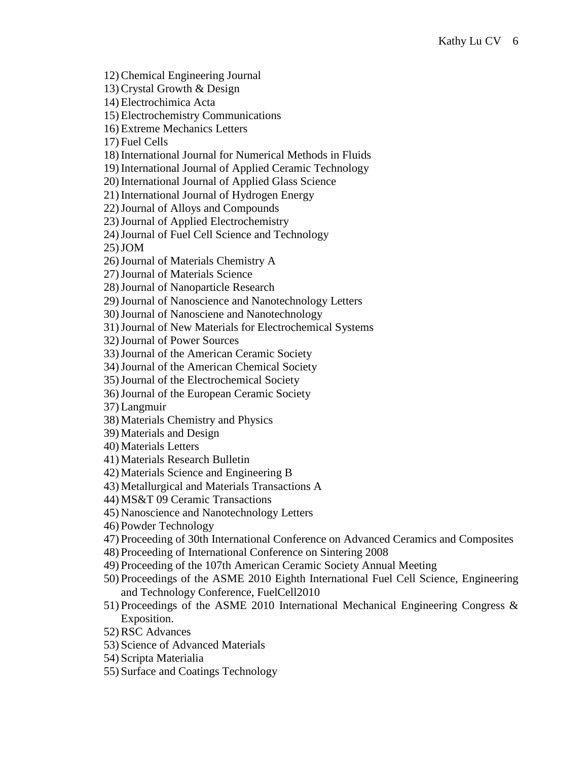12) Chemical Engineering Journal
13) Crystal Growth & Design
14) Electrochimica Acta
15) Electrochemistry Communications
16) Extreme Mechanics Letters
17) Fuel Cells
18) International Journal for Numerical Methods in Fluids
19) International Journal of Applied Ceramic Technology
20) International Journal of Applied Glass Science
21) International Journal of Hydrogen Energy
22) Journal of Alloys and Compounds
23) Journal of Applied Electrochemistry
24) Journal of Fuel Cell Science and Technology
25) JOM
26) Journal of Materials Chemistry A
27) Journal of Materials Science
28) Journal of Nanoparticle Research
29) Journal of Nanoscience and Nanotechnology Letters
30) Journal of Nanosciene and Nanotechnology
31) Journal of New Materials for Electrochemical Systems
32) Journal of Power Sources
33) Journal of the American Ceramic Society
34) Journal of the American Chemical Society
35) Journal of the Electrochemical Society
36) Journal of the European Ceramic Society
37) Langmuir
38) Materials Chemistry and Physics
39) Materials and Design
40) Materials Letters
41) Materials Research Bulletin
42) Materials Science and Engineering B
43) Metallurgical and Materials Transactions A
44) MS&T 09 Ceramic Transactions
45) Nanoscience and Nanotechnology Letters
46) Powder Technology
47) Proceeding of 30th International Conference on Advanced Ceramics and Composites
48) Proceeding of International Conference on Sintering 2008
49) Proceeding of the 107th American Ceramic Society Annual Meeting
50) Proceedings of the ASME 2010 Eighth International Fuel Cell Science, Engineering and Technology Conference, FuelCell2010
51) Proceedings of the ASME 2010 International Mechanical Engineering Congress & Exposition.
52) RSC Advances
53) Science of Advanced Materials
54) Scripta Materialia
55) Surface and Coatings Technology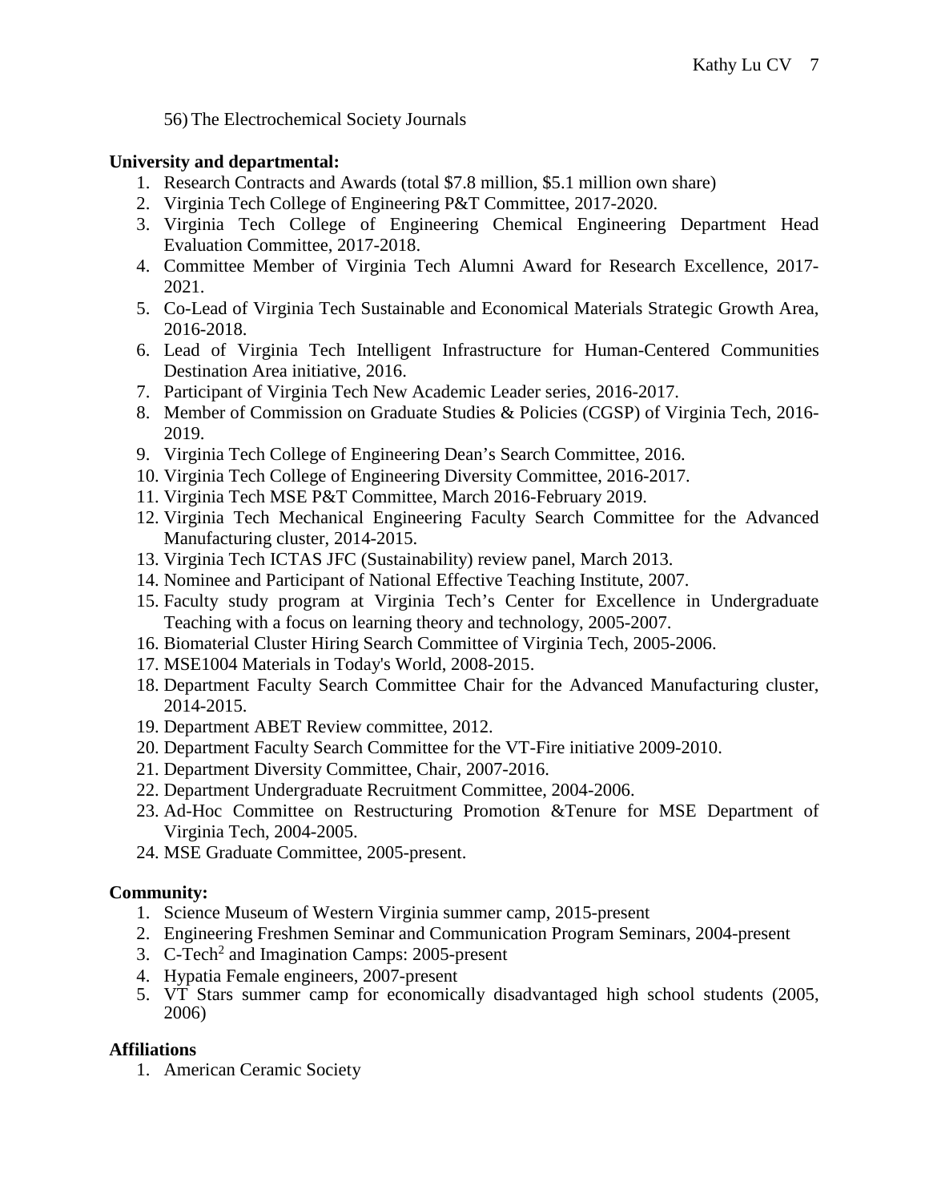56) The Electrochemical Society Journals

**University and departmental:**

1. Research Contracts and Awards (total $7.8 million, $5.1 million own share)
2. Virginia Tech College of Engineering P&T Committee, 2017-2020.
3. Virginia Tech College of Engineering Chemical Engineering Department Head Evaluation Committee, 2017-2018.
4. Committee Member of Virginia Tech Alumni Award for Research Excellence, 2017-2021.
5. Co-Lead of Virginia Tech Sustainable and Economical Materials Strategic Growth Area, 2016-2018.
6. Lead of Virginia Tech Intelligent Infrastructure for Human-Centered Communities Destination Area initiative, 2016.
7. Participant of Virginia Tech New Academic Leader series, 2016-2017.
8. Member of Commission on Graduate Studies & Policies (CGSP) of Virginia Tech, 2016-2019.
9. Virginia Tech College of Engineering Dean's Search Committee, 2016.
10. Virginia Tech College of Engineering Diversity Committee, 2016-2017.
11. Virginia Tech MSE P&T Committee, March 2016-February 2019.
12. Virginia Tech Mechanical Engineering Faculty Search Committee for the Advanced Manufacturing cluster, 2014-2015.
13. Virginia Tech ICTAS JFC (Sustainability) review panel, March 2013.
14. Nominee and Participant of National Effective Teaching Institute, 2007.
15. Faculty study program at Virginia Tech's Center for Excellence in Undergraduate Teaching with a focus on learning theory and technology, 2005-2007.
16. Biomaterial Cluster Hiring Search Committee of Virginia Tech, 2005-2006.
17. MSE1004 Materials in Today's World, 2008-2015.
18. Department Faculty Search Committee Chair for the Advanced Manufacturing cluster, 2014-2015.
19. Department ABET Review committee, 2012.
20. Department Faculty Search Committee for the VT-Fire initiative 2009-2010.
21. Department Diversity Committee, Chair, 2007-2016.
22. Department Undergraduate Recruitment Committee, 2004-2006.
23. Ad-Hoc Committee on Restructuring Promotion &Tenure for MSE Department of Virginia Tech, 2004-2005.
24. MSE Graduate Committee, 2005-present.

**Community:**

1. Science Museum of Western Virginia summer camp, 2015-present
2. Engineering Freshmen Seminar and Communication Program Seminars, 2004-present
3. C-Tech$^2$ and Imagination Camps: 2005-present
4. Hypatia Female engineers, 2007-present
5. VT Stars summer camp for economically disadvantaged high school students (2005, 2006)

**Affiliations**

1. American Ceramic Society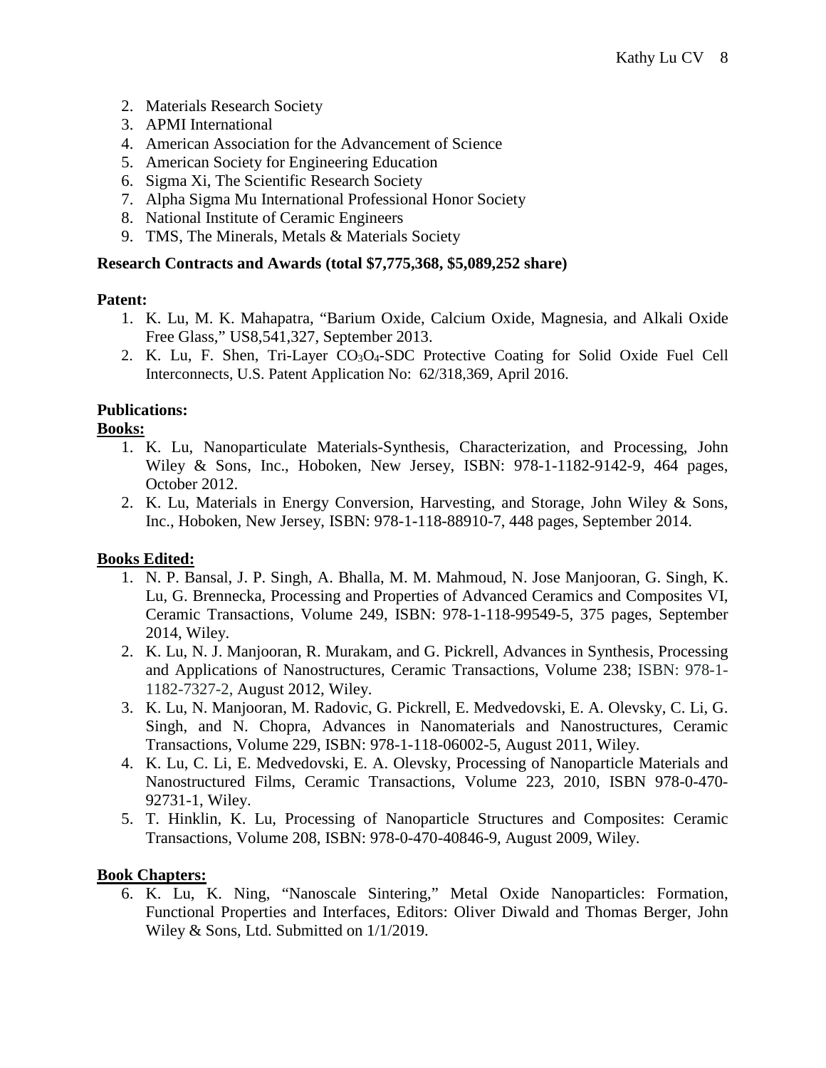2. Materials Research Society
3. APMI International
4. American Association for the Advancement of Science
5. American Society for Engineering Education
6. Sigma Xi, The Scientific Research Society
7. Alpha Sigma Mu International Professional Honor Society
8. National Institute of Ceramic Engineers
9. TMS, The Minerals, Metals & Materials Society

**Research Contracts and Awards (total $7,775,368, $5,089,252 share)**

**Patent:**

1. K. Lu, M. K. Mahapatra, "Barium Oxide, Calcium Oxide, Magnesia, and Alkali Oxide Free Glass," US8,541,327, September 2013.
2. K. Lu, F. Shen, Tri-Layer $CO_3O_4$-SDC Protective Coating for Solid Oxide Fuel Cell Interconnects, U.S. Patent Application No: 62/318,369, April 2016.

**Publications:**

**Books:**

1. K. Lu, Nanoparticulate Materials-Synthesis, Characterization, and Processing, John Wiley & Sons, Inc., Hoboken, New Jersey, ISBN: 978-1-1182-9142-9, 464 pages, October 2012.
2. K. Lu, Materials in Energy Conversion, Harvesting, and Storage, John Wiley & Sons, Inc., Hoboken, New Jersey, ISBN: 978-1-118-88910-7, 448 pages, September 2014.

**Books Edited:**

1. N. P. Bansal, J. P. Singh, A. Bhalla, M. M. Mahmoud, N. Jose Manjooran, G. Singh, K. Lu, G. Brennecka, Processing and Properties of Advanced Ceramics and Composites VI, Ceramic Transactions, Volume 249, ISBN: 978-1-118-99549-5, 375 pages, September 2014, Wiley.
2. K. Lu, N. J. Manjooran, R. Murakam, and G. Pickrell, Advances in Synthesis, Processing and Applications of Nanostructures, Ceramic Transactions, Volume 238; ISBN: 978-1-1182-7327-2, August 2012, Wiley.
3. K. Lu, N. Manjooran, M. Radovic, G. Pickrell, E. Medvedovski, E. A. Olevsky, C. Li, G. Singh, and N. Chopra, Advances in Nanomaterials and Nanostructures, Ceramic Transactions, Volume 229, ISBN: 978-1-118-06002-5, August 2011, Wiley.
4. K. Lu, C. Li, E. Medvedovski, E. A. Olevsky, Processing of Nanoparticle Materials and Nanostructured Films, Ceramic Transactions, Volume 223, 2010, ISBN 978-0-470-92731-1, Wiley.
5. T. Hinklin, K. Lu, Processing of Nanoparticle Structures and Composites: Ceramic Transactions, Volume 208, ISBN: 978-0-470-40846-9, August 2009, Wiley.

**Book Chapters:**

6. K. Lu, K. Ning, "Nanoscale Sintering," Metal Oxide Nanoparticles: Formation, Functional Properties and Interfaces, Editors: Oliver Diwald and Thomas Berger, John Wiley & Sons, Ltd. Submitted on 1/1/2019.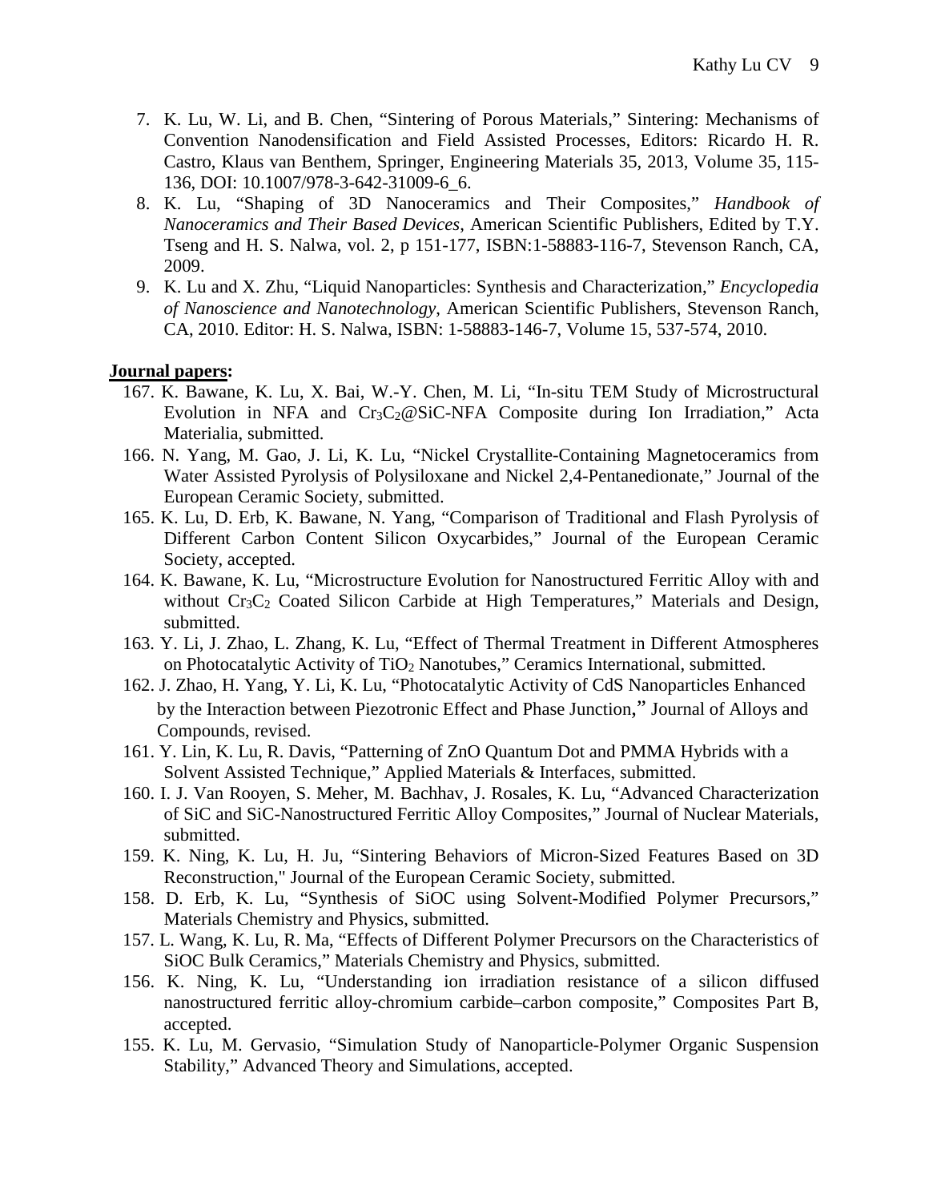7. K. Lu, W. Li, and B. Chen, "Sintering of Porous Materials," Sintering: Mechanisms of Convention Nanodensification and Field Assisted Processes, Editors: Ricardo H. R. Castro, Klaus van Benthem, Springer, Engineering Materials 35, 2013, Volume 35, 115-136, DOI: 10.1007/978-3-642-31009-6_6.
8. K. Lu, "Shaping of 3D Nanoceramics and Their Composites," *Handbook of Nanoceramics and Their Based Devices*, American Scientific Publishers, Edited by T.Y. Tseng and H. S. Nalwa, vol. 2, p 151-177, ISBN:1-58883-116-7, Stevenson Ranch, CA, 2009.
9. K. Lu and X. Zhu, "Liquid Nanoparticles: Synthesis and Characterization," *Encyclopedia of Nanoscience and Nanotechnology*, American Scientific Publishers, Stevenson Ranch, CA, 2010. Editor: H. S. Nalwa, ISBN: 1-58883-146-7, Volume 15, 537-574, 2010.

**Journal papers:**

167. K. Bawane, K. Lu, X. Bai, W.-Y. Chen, M. Li, "In-situ TEM Study of Microstructural Evolution in NFA and $Cr_3C_2$@SiC-NFA Composite during Ion Irradiation," Acta Materialia, submitted.
166. N. Yang, M. Gao, J. Li, K. Lu, "Nickel Crystallite-Containing Magnetoceramics from Water Assisted Pyrolysis of Polysiloxane and Nickel 2,4-Pentanedionate," Journal of the European Ceramic Society, submitted.
165. K. Lu, D. Erb, K. Bawane, N. Yang, "Comparison of Traditional and Flash Pyrolysis of Different Carbon Content Silicon Oxycarbides," Journal of the European Ceramic Society, accepted.
164. K. Bawane, K. Lu, "Microstructure Evolution for Nanostructured Ferritic Alloy with and without $Cr_3C_2$ Coated Silicon Carbide at High Temperatures," Materials and Design, submitted.
163. Y. Li, J. Zhao, L. Zhang, K. Lu, "Effect of Thermal Treatment in Different Atmospheres on Photocatalytic Activity of $TiO_2$ Nanotubes," Ceramics International, submitted.
162. J. Zhao, H. Yang, Y. Li, K. Lu, "Photocatalytic Activity of CdS Nanoparticles Enhanced by the Interaction between Piezotronic Effect and Phase Junction," Journal of Alloys and Compounds, revised.
161. Y. Lin, K. Lu, R. Davis, "Patterning of ZnO Quantum Dot and PMMA Hybrids with a Solvent Assisted Technique," Applied Materials & Interfaces, submitted.
160. I. J. Van Rooyen, S. Meher, M. Bachhav, J. Rosales, K. Lu, "Advanced Characterization of SiC and SiC-Nanostructured Ferritic Alloy Composites," Journal of Nuclear Materials, submitted.
159. K. Ning, K. Lu, H. Ju, "Sintering Behaviors of Micron-Sized Features Based on 3D Reconstruction," Journal of the European Ceramic Society, submitted.
158. D. Erb, K. Lu, "Synthesis of SiOC using Solvent-Modified Polymer Precursors," Materials Chemistry and Physics, submitted.
157. L. Wang, K. Lu, R. Ma, "Effects of Different Polymer Precursors on the Characteristics of SiOC Bulk Ceramics," Materials Chemistry and Physics, submitted.
156. K. Ning, K. Lu, "Understanding ion irradiation resistance of a silicon diffused nanostructured ferritic alloy-chromium carbide–carbon composite," Composites Part B, accepted.
155. K. Lu, M. Gervasio, "Simulation Study of Nanoparticle-Polymer Organic Suspension Stability," Advanced Theory and Simulations, accepted.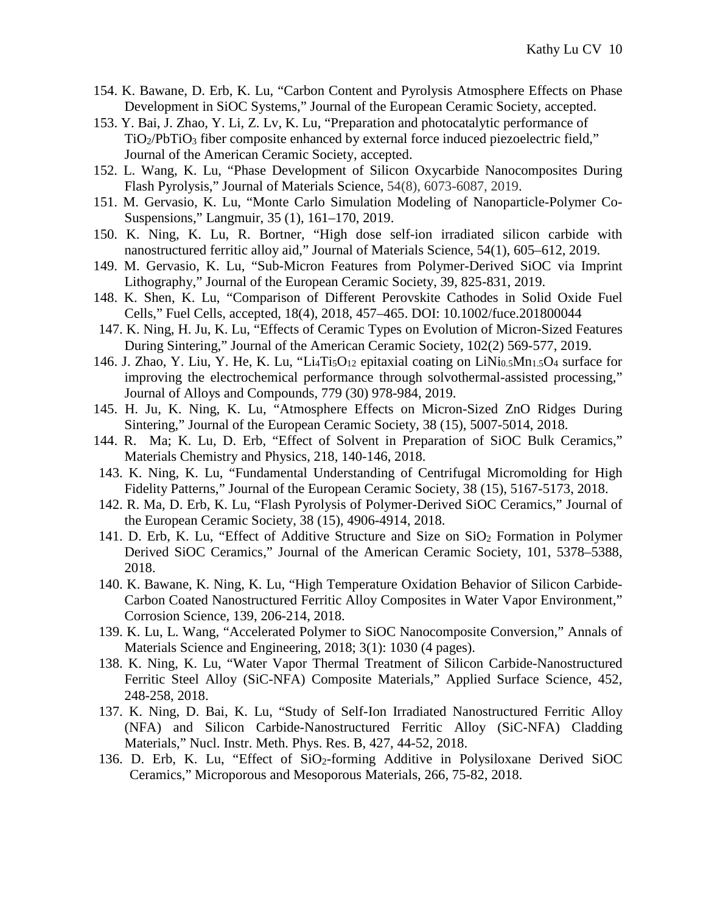154. K. Bawane, D. Erb, K. Lu, "Carbon Content and Pyrolysis Atmosphere Effects on Phase Development in SiOC Systems," Journal of the European Ceramic Society, accepted.

153. Y. Bai, J. Zhao, Y. Li, Z. Lv, K. Lu, "Preparation and photocatalytic performance of $TiO_2$/$PbTiO_3$ fiber composite enhanced by external force induced piezoelectric field," Journal of the American Ceramic Society, accepted.

152. L. Wang, K. Lu, "Phase Development of Silicon Oxycarbide Nanocomposites During Flash Pyrolysis," Journal of Materials Science, 54(8), 6073-6087, 2019.

151. M. Gervasio, K. Lu, "Monte Carlo Simulation Modeling of Nanoparticle-Polymer Co-Suspensions," Langmuir, 35 (1), 161–170, 2019.

150. K. Ning, K. Lu, R. Bortner, "High dose self-ion irradiated silicon carbide with nanostructured ferritic alloy aid," Journal of Materials Science, 54(1), 605–612, 2019.

149. M. Gervasio, K. Lu, "Sub-Micron Features from Polymer-Derived SiOC via Imprint Lithography," Journal of the European Ceramic Society, 39, 825-831, 2019.

148. K. Shen, K. Lu, "Comparison of Different Perovskite Cathodes in Solid Oxide Fuel Cells," Fuel Cells, accepted, 18(4), 2018, 457–465. DOI: 10.1002/fuce.201800044

147. K. Ning, H. Ju, K. Lu, "Effects of Ceramic Types on Evolution of Micron-Sized Features During Sintering," Journal of the American Ceramic Society, 102(2) 569-577, 2019.

146. J. Zhao, Y. Liu, Y. He, K. Lu, "$Li_4Ti_5O_{12}$ epitaxial coating on $LiNi_{0.5}Mn_{1.5}O_4$ surface for improving the electrochemical performance through solvothermal-assisted processing," Journal of Alloys and Compounds, 779 (30) 978-984, 2019.

145. H. Ju, K. Ning, K. Lu, "Atmosphere Effects on Micron-Sized ZnO Ridges During Sintering," Journal of the European Ceramic Society, 38 (15), 5007-5014, 2018.

144. R. Ma; K. Lu, D. Erb, "Effect of Solvent in Preparation of SiOC Bulk Ceramics," Materials Chemistry and Physics, 218, 140-146, 2018.

143. K. Ning, K. Lu, "Fundamental Understanding of Centrifugal Micromolding for High Fidelity Patterns," Journal of the European Ceramic Society, 38 (15), 5167-5173, 2018.

142. R. Ma, D. Erb, K. Lu, "Flash Pyrolysis of Polymer-Derived SiOC Ceramics," Journal of the European Ceramic Society, 38 (15), 4906-4914, 2018.

141. D. Erb, K. Lu, "Effect of Additive Structure and Size on $SiO_2$ Formation in Polymer Derived SiOC Ceramics," Journal of the American Ceramic Society, 101, 5378–5388, 2018.

140. K. Bawane, K. Ning, K. Lu, "High Temperature Oxidation Behavior of Silicon Carbide-Carbon Coated Nanostructured Ferritic Alloy Composites in Water Vapor Environment," Corrosion Science, 139, 206-214, 2018.

139. K. Lu, L. Wang, "Accelerated Polymer to SiOC Nanocomposite Conversion," Annals of Materials Science and Engineering, 2018; 3(1): 1030 (4 pages).

138. K. Ning, K. Lu, "Water Vapor Thermal Treatment of Silicon Carbide-Nanostructured Ferritic Steel Alloy (SiC-NFA) Composite Materials," Applied Surface Science, 452, 248-258, 2018.

137. K. Ning, D. Bai, K. Lu, "Study of Self-Ion Irradiated Nanostructured Ferritic Alloy (NFA) and Silicon Carbide-Nanostructured Ferritic Alloy (SiC-NFA) Cladding Materials," Nucl. Instr. Meth. Phys. Res. B, 427, 44-52, 2018.

136. D. Erb, K. Lu, "Effect of $SiO_2$-forming Additive in Polysiloxane Derived SiOC Ceramics," Microporous and Mesoporous Materials, 266, 75-82, 2018.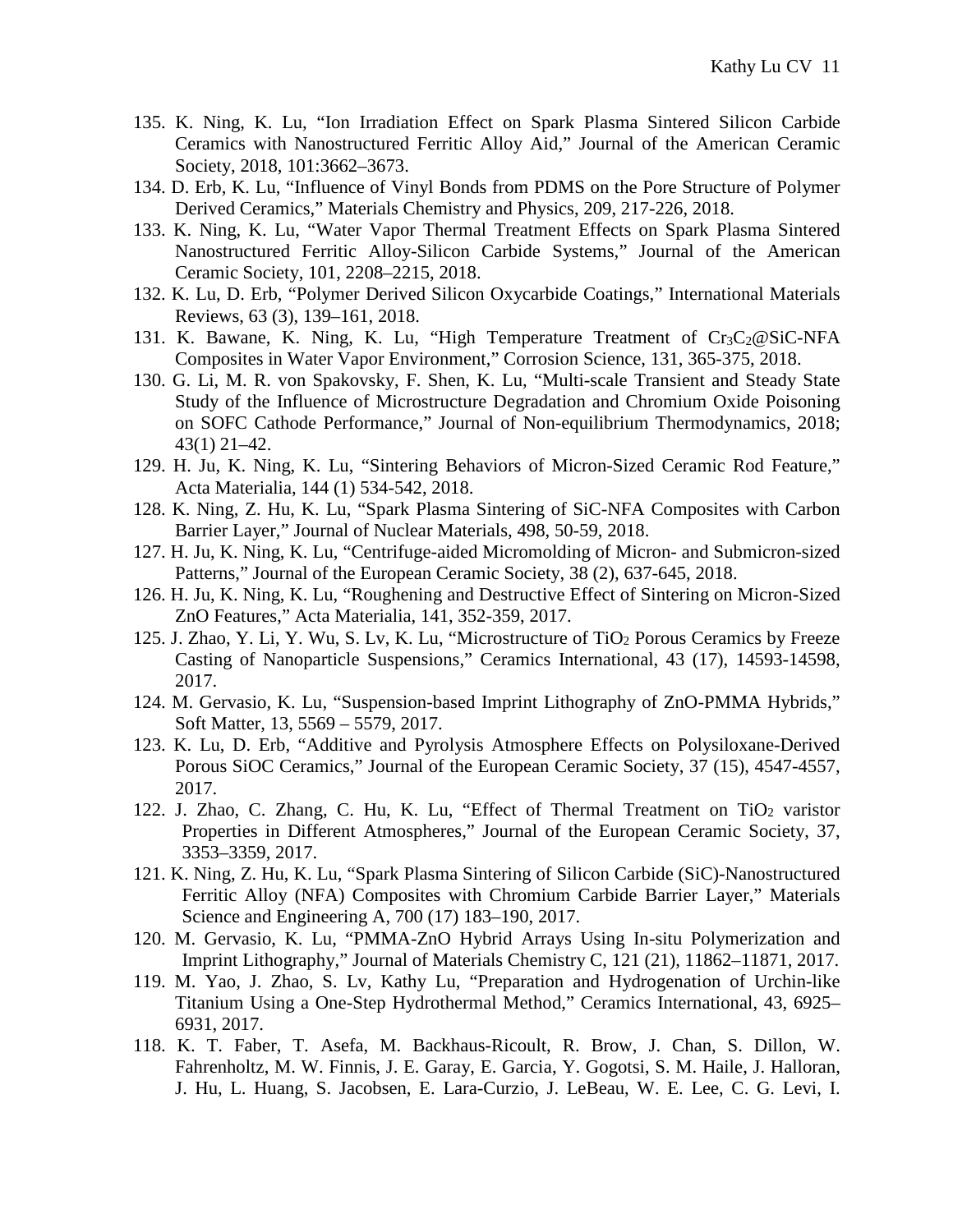135. K. Ning, K. Lu, "Ion Irradiation Effect on Spark Plasma Sintered Silicon Carbide Ceramics with Nanostructured Ferritic Alloy Aid," Journal of the American Ceramic Society, 2018, 101:3662–3673.
134. D. Erb, K. Lu, "Influence of Vinyl Bonds from PDMS on the Pore Structure of Polymer Derived Ceramics," Materials Chemistry and Physics, 209, 217-226, 2018.
133. K. Ning, K. Lu, "Water Vapor Thermal Treatment Effects on Spark Plasma Sintered Nanostructured Ferritic Alloy-Silicon Carbide Systems," Journal of the American Ceramic Society, 101, 2208–2215, 2018.
132. K. Lu, D. Erb, "Polymer Derived Silicon Oxycarbide Coatings," International Materials Reviews, 63 (3), 139–161, 2018.
131. K. Bawane, K. Ning, K. Lu, "High Temperature Treatment of $Cr_3C_2$@SiC-NFA Composites in Water Vapor Environment," Corrosion Science, 131, 365-375, 2018.
130. G. Li, M. R. von Spakovsky, F. Shen, K. Lu, "Multi-scale Transient and Steady State Study of the Influence of Microstructure Degradation and Chromium Oxide Poisoning on SOFC Cathode Performance," Journal of Non-equilibrium Thermodynamics, 2018; 43(1) 21–42.
129. H. Ju, K. Ning, K. Lu, "Sintering Behaviors of Micron-Sized Ceramic Rod Feature," Acta Materialia, 144 (1) 534-542, 2018.
128. K. Ning, Z. Hu, K. Lu, "Spark Plasma Sintering of SiC-NFA Composites with Carbon Barrier Layer," Journal of Nuclear Materials, 498, 50-59, 2018.
127. H. Ju, K. Ning, K. Lu, "Centrifuge-aided Micromolding of Micron- and Submicron-sized Patterns," Journal of the European Ceramic Society, 38 (2), 637-645, 2018.
126. H. Ju, K. Ning, K. Lu, "Roughening and Destructive Effect of Sintering on Micron-Sized ZnO Features," Acta Materialia, 141, 352-359, 2017.
125. J. Zhao, Y. Li, Y. Wu, S. Lv, K. Lu, "Microstructure of $TiO_2$ Porous Ceramics by Freeze Casting of Nanoparticle Suspensions," Ceramics International, 43 (17), 14593-14598, 2017.
124. M. Gervasio, K. Lu, "Suspension-based Imprint Lithography of ZnO-PMMA Hybrids," Soft Matter, 13, 5569 – 5579, 2017.
123. K. Lu, D. Erb, "Additive and Pyrolysis Atmosphere Effects on Polysiloxane-Derived Porous SiOC Ceramics," Journal of the European Ceramic Society, 37 (15), 4547-4557, 2017.
122. J. Zhao, C. Zhang, C. Hu, K. Lu, "Effect of Thermal Treatment on $TiO_2$ varistor Properties in Different Atmospheres," Journal of the European Ceramic Society, 37, 3353–3359, 2017.
121. K. Ning, Z. Hu, K. Lu, "Spark Plasma Sintering of Silicon Carbide (SiC)-Nanostructured Ferritic Alloy (NFA) Composites with Chromium Carbide Barrier Layer," Materials Science and Engineering A, 700 (17) 183–190, 2017.
120. M. Gervasio, K. Lu, "PMMA-ZnO Hybrid Arrays Using In-situ Polymerization and Imprint Lithography," Journal of Materials Chemistry C, 121 (21), 11862–11871, 2017.
119. M. Yao, J. Zhao, S. Lv, Kathy Lu, "Preparation and Hydrogenation of Urchin-like Titanium Using a One-Step Hydrothermal Method," Ceramics International, 43, 6925–6931, 2017.
118. K. T. Faber, T. Asefa, M. Backhaus-Ricoult, R. Brow, J. Chan, S. Dillon, W. Fahrenholtz, M. W. Finnis, J. E. Garay, E. Garcia, Y. Gogotsi, S. M. Haile, J. Halloran, J. Hu, L. Huang, S. Jacobsen, E. Lara-Curzio, J. LeBeau, W. E. Lee, C. G. Levi, I.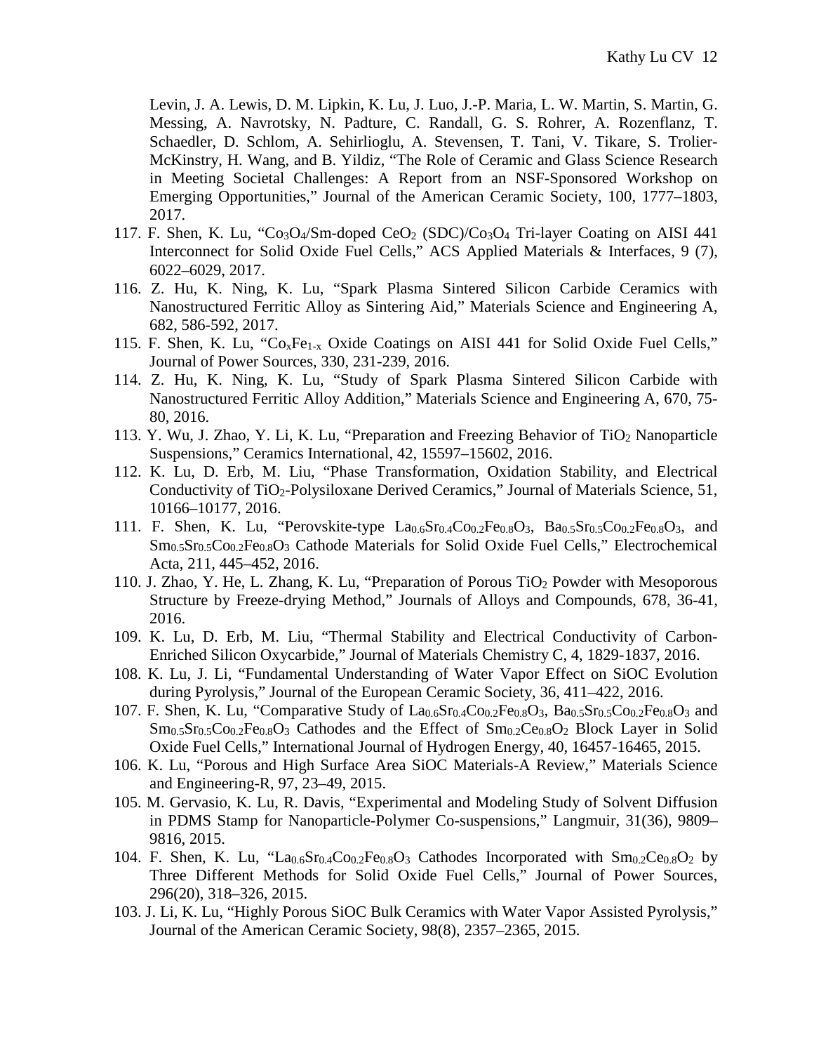Levin, J. A. Lewis, D. M. Lipkin, K. Lu, J. Luo, J.-P. Maria, L. W. Martin, S. Martin, G. Messing, A. Navrotsky, N. Padture, C. Randall, G. S. Rohrer, A. Rozenflanz, T. Schaedler, D. Schlom, A. Sehirlioglu, A. Stevensen, T. Tani, V. Tikare, S. Trolier-McKinstry, H. Wang, and B. Yildiz, "The Role of Ceramic and Glass Science Research in Meeting Societal Challenges: A Report from an NSF-Sponsored Workshop on Emerging Opportunities," Journal of the American Ceramic Society, 100, 1777–1803, 2017.

117. F. Shen, K. Lu, "$Co_3O_4$/Sm-doped $CeO_2$ (SDC)/$Co_3O_4$ Tri-layer Coating on AISI 441 Interconnect for Solid Oxide Fuel Cells," ACS Applied Materials & Interfaces, 9 (7), 6022–6029, 2017.
116. Z. Hu, K. Ning, K. Lu, "Spark Plasma Sintered Silicon Carbide Ceramics with Nanostructured Ferritic Alloy as Sintering Aid," Materials Science and Engineering A, 682, 586-592, 2017.
115. F. Shen, K. Lu, "$Co_xFe_{1-x}$ Oxide Coatings on AISI 441 for Solid Oxide Fuel Cells," Journal of Power Sources, 330, 231-239, 2016.
114. Z. Hu, K. Ning, K. Lu, "Study of Spark Plasma Sintered Silicon Carbide with Nanostructured Ferritic Alloy Addition," Materials Science and Engineering A, 670, 75-80, 2016.
113. Y. Wu, J. Zhao, Y. Li, K. Lu, "Preparation and Freezing Behavior of $TiO_2$ Nanoparticle Suspensions," Ceramics International, 42, 15597–15602, 2016.
112. K. Lu, D. Erb, M. Liu, "Phase Transformation, Oxidation Stability, and Electrical Conductivity of $TiO_2$-Polysiloxane Derived Ceramics," Journal of Materials Science, 51, 10166–10177, 2016.
111. F. Shen, K. Lu, "Perovskite-type $La_{0.6}Sr_{0.4}Co_{0.2}Fe_{0.8}O_3$, $Ba_{0.5}Sr_{0.5}Co_{0.2}Fe_{0.8}O_3$, and $Sm_{0.5}Sr_{0.5}Co_{0.2}Fe_{0.8}O_3$ Cathode Materials for Solid Oxide Fuel Cells," Electrochemical Acta, 211, 445–452, 2016.
110. J. Zhao, Y. He, L. Zhang, K. Lu, "Preparation of Porous $TiO_2$ Powder with Mesoporous Structure by Freeze-drying Method," Journals of Alloys and Compounds, 678, 36-41, 2016.
109. K. Lu, D. Erb, M. Liu, "Thermal Stability and Electrical Conductivity of Carbon-Enriched Silicon Oxycarbide," Journal of Materials Chemistry C, 4, 1829-1837, 2016.
108. K. Lu, J. Li, "Fundamental Understanding of Water Vapor Effect on SiOC Evolution during Pyrolysis," Journal of the European Ceramic Society, 36, 411–422, 2016.
107. F. Shen, K. Lu, "Comparative Study of $La_{0.6}Sr_{0.4}Co_{0.2}Fe_{0.8}O_3$, $Ba_{0.5}Sr_{0.5}Co_{0.2}Fe_{0.8}O_3$ and $Sm_{0.5}Sr_{0.5}Co_{0.2}Fe_{0.8}O_3$ Cathodes and the Effect of $Sm_{0.2}Ce_{0.8}O_2$ Block Layer in Solid Oxide Fuel Cells," International Journal of Hydrogen Energy, 40, 16457-16465, 2015.
106. K. Lu, "Porous and High Surface Area SiOC Materials-A Review," Materials Science and Engineering-R, 97, 23–49, 2015.
105. M. Gervasio, K. Lu, R. Davis, "Experimental and Modeling Study of Solvent Diffusion in PDMS Stamp for Nanoparticle-Polymer Co-suspensions," Langmuir, 31(36), 9809–9816, 2015.
104. F. Shen, K. Lu, "$La_{0.6}Sr_{0.4}Co_{0.2}Fe_{0.8}O_3$ Cathodes Incorporated with $Sm_{0.2}Ce_{0.8}O_2$ by Three Different Methods for Solid Oxide Fuel Cells," Journal of Power Sources, 296(20), 318–326, 2015.
103. J. Li, K. Lu, "Highly Porous SiOC Bulk Ceramics with Water Vapor Assisted Pyrolysis," Journal of the American Ceramic Society, 98(8), 2357–2365, 2015.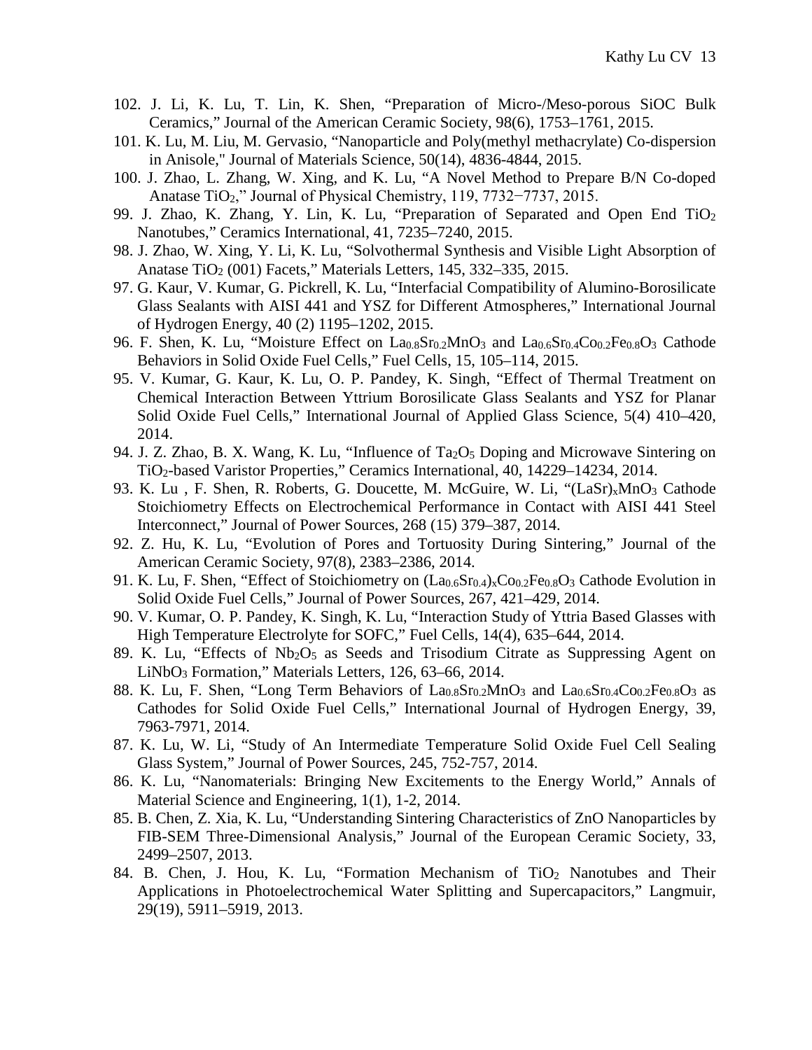102. J. Li, K. Lu, T. Lin, K. Shen, "Preparation of Micro-/Meso-porous SiOC Bulk Ceramics," Journal of the American Ceramic Society, 98(6), 1753–1761, 2015.

101. K. Lu, M. Liu, M. Gervasio, "Nanoparticle and Poly(methyl methacrylate) Co-dispersion in Anisole," Journal of Materials Science, 50(14), 4836-4844, 2015.

100. J. Zhao, L. Zhang, W. Xing, and K. Lu, "A Novel Method to Prepare B/N Co-doped Anatase $TiO_2$," Journal of Physical Chemistry, 119, 7732−7737, 2015.

99. J. Zhao, K. Zhang, Y. Lin, K. Lu, "Preparation of Separated and Open End $TiO_2$ Nanotubes," Ceramics International, 41, 7235–7240, 2015.

98. J. Zhao, W. Xing, Y. Li, K. Lu, "Solvothermal Synthesis and Visible Light Absorption of Anatase $TiO_2$ (001) Facets," Materials Letters, 145, 332–335, 2015.

97. G. Kaur, V. Kumar, G. Pickrell, K. Lu, "Interfacial Compatibility of Alumino-Borosilicate Glass Sealants with AISI 441 and YSZ for Different Atmospheres," International Journal of Hydrogen Energy, 40 (2) 1195–1202, 2015.

96. F. Shen, K. Lu, "Moisture Effect on $La_{0.8}Sr_{0.2}MnO_3$ and $La_{0.6}Sr_{0.4}Co_{0.2}Fe_{0.8}O_3$ Cathode Behaviors in Solid Oxide Fuel Cells," Fuel Cells, 15, 105–114, 2015.

95. V. Kumar, G. Kaur, K. Lu, O. P. Pandey, K. Singh, "Effect of Thermal Treatment on Chemical Interaction Between Yttrium Borosilicate Glass Sealants and YSZ for Planar Solid Oxide Fuel Cells," International Journal of Applied Glass Science, 5(4) 410–420, 2014.

94. J. Z. Zhao, B. X. Wang, K. Lu, "Influence of $Ta_2O_5$ Doping and Microwave Sintering on $TiO_2$-based Varistor Properties," Ceramics International, 40, 14229–14234, 2014.

93. K. Lu , F. Shen, R. Roberts, G. Doucette, M. McGuire, W. Li, "$(LaSr)_xMnO_3$ Cathode Stoichiometry Effects on Electrochemical Performance in Contact with AISI 441 Steel Interconnect," Journal of Power Sources, 268 (15) 379–387, 2014.

92. Z. Hu, K. Lu, "Evolution of Pores and Tortuosity During Sintering," Journal of the American Ceramic Society, 97(8), 2383–2386, 2014.

91. K. Lu, F. Shen, "Effect of Stoichiometry on $(La_{0.6}Sr_{0.4})_xCo_{0.2}Fe_{0.8}O_3$ Cathode Evolution in Solid Oxide Fuel Cells," Journal of Power Sources, 267, 421–429, 2014.

90. V. Kumar, O. P. Pandey, K. Singh, K. Lu, "Interaction Study of Yttria Based Glasses with High Temperature Electrolyte for SOFC," Fuel Cells, 14(4), 635–644, 2014.

89. K. Lu, "Effects of $Nb_2O_5$ as Seeds and Trisodium Citrate as Suppressing Agent on $LiNbO_3$ Formation," Materials Letters, 126, 63–66, 2014.

88. K. Lu, F. Shen, "Long Term Behaviors of $La_{0.8}Sr_{0.2}MnO_3$ and $La_{0.6}Sr_{0.4}Co_{0.2}Fe_{0.8}O_3$ as Cathodes for Solid Oxide Fuel Cells," International Journal of Hydrogen Energy, 39, 7963-7971, 2014.

87. K. Lu, W. Li, "Study of An Intermediate Temperature Solid Oxide Fuel Cell Sealing Glass System," Journal of Power Sources, 245, 752-757, 2014.

86. K. Lu, "Nanomaterials: Bringing New Excitements to the Energy World," Annals of Material Science and Engineering, 1(1), 1-2, 2014.

85. B. Chen, Z. Xia, K. Lu, "Understanding Sintering Characteristics of ZnO Nanoparticles by FIB-SEM Three-Dimensional Analysis," Journal of the European Ceramic Society, 33, 2499–2507, 2013.

84. B. Chen, J. Hou, K. Lu, "Formation Mechanism of $TiO_2$ Nanotubes and Their Applications in Photoelectrochemical Water Splitting and Supercapacitors," Langmuir, 29(19), 5911–5919, 2013.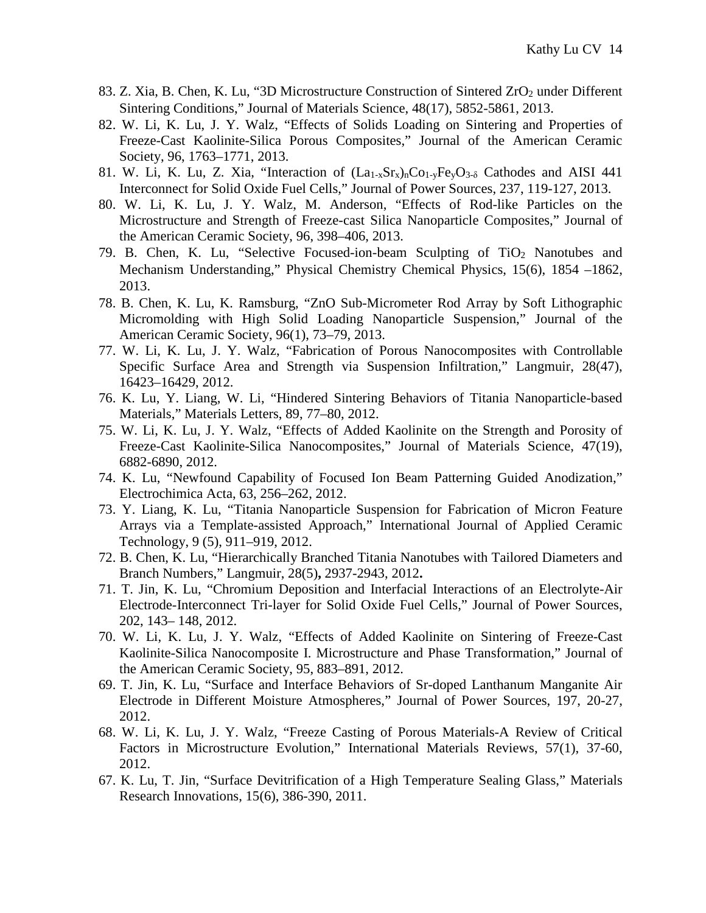83. Z. Xia, B. Chen, K. Lu, "3D Microstructure Construction of Sintered $ZrO_2$ under Different Sintering Conditions," Journal of Materials Science, 48(17), 5852-5861, 2013.
82. W. Li, K. Lu, J. Y. Walz, "Effects of Solids Loading on Sintering and Properties of Freeze-Cast Kaolinite-Silica Porous Composites," Journal of the American Ceramic Society, 96, 1763–1771, 2013.
81. W. Li, K. Lu, Z. Xia, "Interaction of $(La_{1-x}Sr_x)_nCo_{1-y}Fe_yO_{3-\delta}$ Cathodes and AISI 441 Interconnect for Solid Oxide Fuel Cells," Journal of Power Sources, 237, 119-127, 2013.
80. W. Li, K. Lu, J. Y. Walz, M. Anderson, "Effects of Rod-like Particles on the Microstructure and Strength of Freeze-cast Silica Nanoparticle Composites," Journal of the American Ceramic Society, 96, 398–406, 2013.
79. B. Chen, K. Lu, "Selective Focused-ion-beam Sculpting of $TiO_2$ Nanotubes and Mechanism Understanding," Physical Chemistry Chemical Physics, 15(6), 1854 –1862, 2013.
78. B. Chen, K. Lu, K. Ramsburg, "ZnO Sub-Micrometer Rod Array by Soft Lithographic Micromolding with High Solid Loading Nanoparticle Suspension," Journal of the American Ceramic Society, 96(1), 73–79, 2013.
77. W. Li, K. Lu, J. Y. Walz, "Fabrication of Porous Nanocomposites with Controllable Specific Surface Area and Strength via Suspension Infiltration," Langmuir, 28(47), 16423–16429, 2012.
76. K. Lu, Y. Liang, W. Li, "Hindered Sintering Behaviors of Titania Nanoparticle-based Materials," Materials Letters, 89, 77–80, 2012.
75. W. Li, K. Lu, J. Y. Walz, "Effects of Added Kaolinite on the Strength and Porosity of Freeze-Cast Kaolinite-Silica Nanocomposites," Journal of Materials Science, 47(19), 6882-6890, 2012.
74. K. Lu, "Newfound Capability of Focused Ion Beam Patterning Guided Anodization," Electrochimica Acta, 63, 256–262, 2012.
73. Y. Liang, K. Lu, "Titania Nanoparticle Suspension for Fabrication of Micron Feature Arrays via a Template-assisted Approach," International Journal of Applied Ceramic Technology, 9 (5), 911–919, 2012.
72. B. Chen, K. Lu, "Hierarchically Branched Titania Nanotubes with Tailored Diameters and Branch Numbers," Langmuir, 28(5)**,** 2937-2943, 2012**.**
71. T. Jin, K. Lu, "Chromium Deposition and Interfacial Interactions of an Electrolyte-Air Electrode-Interconnect Tri-layer for Solid Oxide Fuel Cells," Journal of Power Sources, 202, 143– 148, 2012.
70. W. Li, K. Lu, J. Y. Walz, "Effects of Added Kaolinite on Sintering of Freeze-Cast Kaolinite-Silica Nanocomposite I. Microstructure and Phase Transformation," Journal of the American Ceramic Society, 95, 883–891, 2012.
69. T. Jin, K. Lu, "Surface and Interface Behaviors of Sr-doped Lanthanum Manganite Air Electrode in Different Moisture Atmospheres," Journal of Power Sources, 197, 20-27, 2012.
68. W. Li, K. Lu, J. Y. Walz, "Freeze Casting of Porous Materials-A Review of Critical Factors in Microstructure Evolution," International Materials Reviews, 57(1), 37-60, 2012.
67. K. Lu, T. Jin, "Surface Devitrification of a High Temperature Sealing Glass," Materials Research Innovations, 15(6), 386-390, 2011.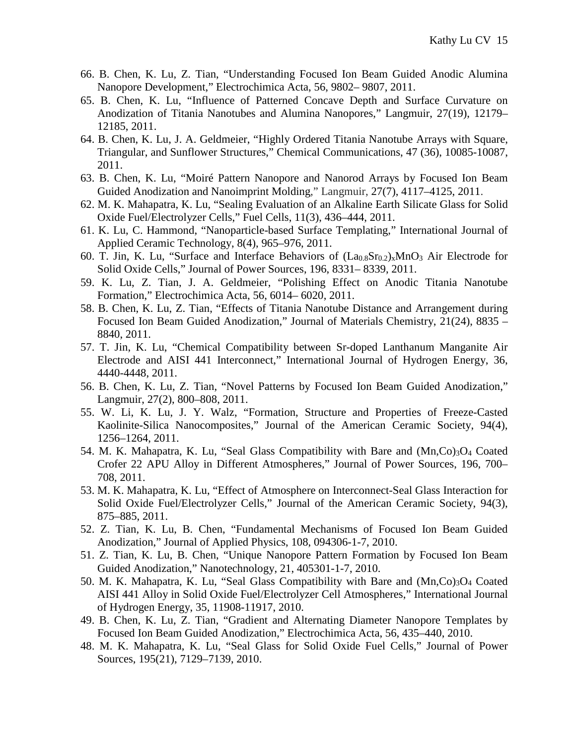66. B. Chen, K. Lu, Z. Tian, “Understanding Focused Ion Beam Guided Anodic Alumina Nanopore Development,” Electrochimica Acta, 56, 9802– 9807, 2011.
65. B. Chen, K. Lu, “Influence of Patterned Concave Depth and Surface Curvature on Anodization of Titania Nanotubes and Alumina Nanopores,” Langmuir, 27(19), 12179–12185, 2011.
64. B. Chen, K. Lu, J. A. Geldmeier, “Highly Ordered Titania Nanotube Arrays with Square, Triangular, and Sunflower Structures,” Chemical Communications, 47 (36), 10085-10087, 2011.
63. B. Chen, K. Lu, “Moiré Pattern Nanopore and Nanorod Arrays by Focused Ion Beam Guided Anodization and Nanoimprint Molding,” Langmuir, 27(7), 4117–4125, 2011.
62. M. K. Mahapatra, K. Lu, “Sealing Evaluation of an Alkaline Earth Silicate Glass for Solid Oxide Fuel/Electrolyzer Cells,” Fuel Cells, 11(3), 436–444, 2011.
61. K. Lu, C. Hammond, “Nanoparticle-based Surface Templating,” International Journal of Applied Ceramic Technology, 8(4), 965–976, 2011.
60. T. Jin, K. Lu, “Surface and Interface Behaviors of $(La_{0.8}Sr_{0.2})_xMnO_3$ Air Electrode for Solid Oxide Cells,” Journal of Power Sources, 196, 8331– 8339, 2011.
59. K. Lu, Z. Tian, J. A. Geldmeier, “Polishing Effect on Anodic Titania Nanotube Formation,” Electrochimica Acta, 56, 6014– 6020, 2011.
58. B. Chen, K. Lu, Z. Tian, “Effects of Titania Nanotube Distance and Arrangement during Focused Ion Beam Guided Anodization,” Journal of Materials Chemistry, 21(24), 8835 – 8840, 2011.
57. T. Jin, K. Lu, “Chemical Compatibility between Sr-doped Lanthanum Manganite Air Electrode and AISI 441 Interconnect,” International Journal of Hydrogen Energy, 36, 4440-4448, 2011.
56. B. Chen, K. Lu, Z. Tian, “Novel Patterns by Focused Ion Beam Guided Anodization,” Langmuir, 27(2), 800–808, 2011.
55. W. Li, K. Lu, J. Y. Walz, “Formation, Structure and Properties of Freeze-Casted Kaolinite-Silica Nanocomposites,” Journal of the American Ceramic Society, 94(4), 1256–1264, 2011.
54. M. K. Mahapatra, K. Lu, “Seal Glass Compatibility with Bare and $(Mn,Co)_3O_4$ Coated Crofer 22 APU Alloy in Different Atmospheres,” Journal of Power Sources, 196, 700–708, 2011.
53. M. K. Mahapatra, K. Lu, “Effect of Atmosphere on Interconnect-Seal Glass Interaction for Solid Oxide Fuel/Electrolyzer Cells,” Journal of the American Ceramic Society, 94(3), 875–885, 2011.
52. Z. Tian, K. Lu, B. Chen, “Fundamental Mechanisms of Focused Ion Beam Guided Anodization,” Journal of Applied Physics, 108, 094306-1-7, 2010.
51. Z. Tian, K. Lu, B. Chen, “Unique Nanopore Pattern Formation by Focused Ion Beam Guided Anodization,” Nanotechnology, 21, 405301-1-7, 2010.
50. M. K. Mahapatra, K. Lu, “Seal Glass Compatibility with Bare and $(Mn,Co)_3O_4$ Coated AISI 441 Alloy in Solid Oxide Fuel/Electrolyzer Cell Atmospheres,” International Journal of Hydrogen Energy, 35, 11908-11917, 2010.
49. B. Chen, K. Lu, Z. Tian, “Gradient and Alternating Diameter Nanopore Templates by Focused Ion Beam Guided Anodization,” Electrochimica Acta, 56, 435–440, 2010.
48. M. K. Mahapatra, K. Lu, “Seal Glass for Solid Oxide Fuel Cells,” Journal of Power Sources, 195(21), 7129–7139, 2010.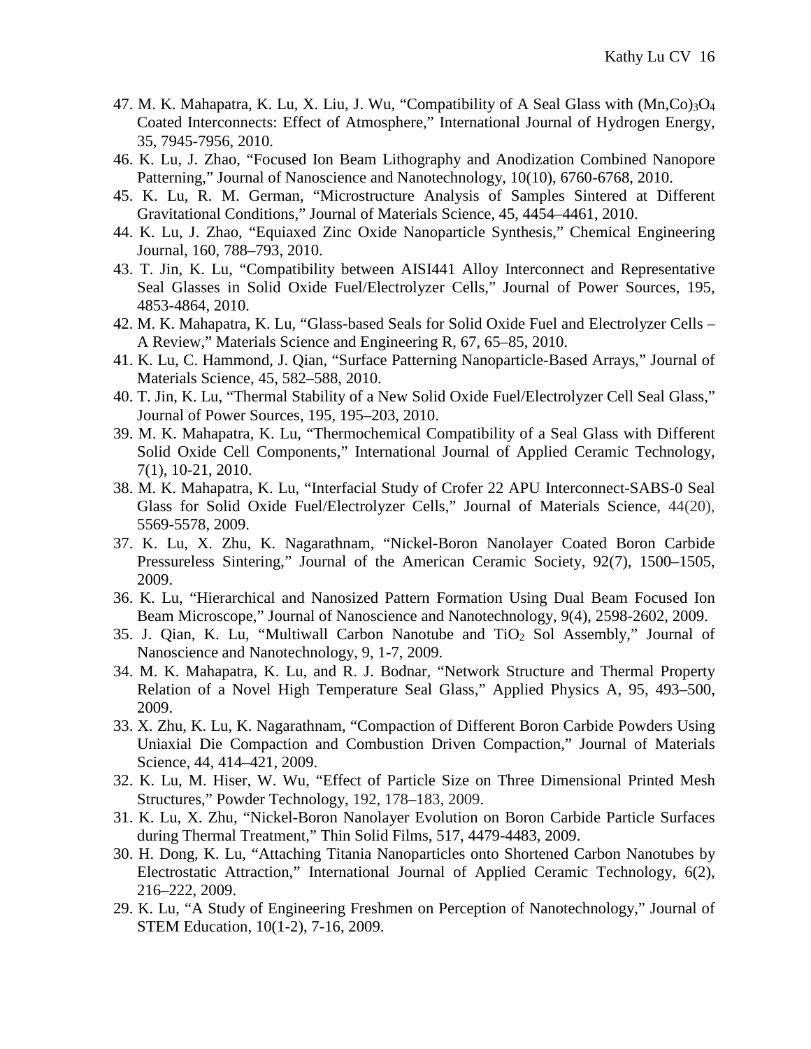47. M. K. Mahapatra, K. Lu, X. Liu, J. Wu, "Compatibility of A Seal Glass with $(Mn,Co)_3O_4$ Coated Interconnects: Effect of Atmosphere," International Journal of Hydrogen Energy, 35, 7945-7956, 2010.
46. K. Lu, J. Zhao, "Focused Ion Beam Lithography and Anodization Combined Nanopore Patterning," Journal of Nanoscience and Nanotechnology, 10(10), 6760-6768, 2010.
45. K. Lu, R. M. German, "Microstructure Analysis of Samples Sintered at Different Gravitational Conditions," Journal of Materials Science, 45, 4454–4461, 2010.
44. K. Lu, J. Zhao, "Equiaxed Zinc Oxide Nanoparticle Synthesis," Chemical Engineering Journal, 160, 788–793, 2010.
43. T. Jin, K. Lu, "Compatibility between AISI441 Alloy Interconnect and Representative Seal Glasses in Solid Oxide Fuel/Electrolyzer Cells," Journal of Power Sources, 195, 4853-4864, 2010.
42. M. K. Mahapatra, K. Lu, "Glass-based Seals for Solid Oxide Fuel and Electrolyzer Cells – A Review," Materials Science and Engineering R, 67, 65–85, 2010.
41. K. Lu, C. Hammond, J. Qian, "Surface Patterning Nanoparticle-Based Arrays," Journal of Materials Science, 45, 582–588, 2010.
40. T. Jin, K. Lu, "Thermal Stability of a New Solid Oxide Fuel/Electrolyzer Cell Seal Glass," Journal of Power Sources, 195, 195–203, 2010.
39. M. K. Mahapatra, K. Lu, "Thermochemical Compatibility of a Seal Glass with Different Solid Oxide Cell Components," International Journal of Applied Ceramic Technology, 7(1), 10-21, 2010.
38. M. K. Mahapatra, K. Lu, "Interfacial Study of Crofer 22 APU Interconnect-SABS-0 Seal Glass for Solid Oxide Fuel/Electrolyzer Cells," Journal of Materials Science, 44(20), 5569-5578, 2009.
37. K. Lu, X. Zhu, K. Nagarathnam, "Nickel-Boron Nanolayer Coated Boron Carbide Pressureless Sintering," Journal of the American Ceramic Society, 92(7), 1500–1505, 2009.
36. K. Lu, "Hierarchical and Nanosized Pattern Formation Using Dual Beam Focused Ion Beam Microscope," Journal of Nanoscience and Nanotechnology, 9(4), 2598-2602, 2009.
35. J. Qian, K. Lu, "Multiwall Carbon Nanotube and $TiO_2$ Sol Assembly," Journal of Nanoscience and Nanotechnology, 9, 1-7, 2009.
34. M. K. Mahapatra, K. Lu, and R. J. Bodnar, "Network Structure and Thermal Property Relation of a Novel High Temperature Seal Glass," Applied Physics A, 95, 493–500, 2009.
33. X. Zhu, K. Lu, K. Nagarathnam, "Compaction of Different Boron Carbide Powders Using Uniaxial Die Compaction and Combustion Driven Compaction," Journal of Materials Science, 44, 414–421, 2009.
32. K. Lu, M. Hiser, W. Wu, "Effect of Particle Size on Three Dimensional Printed Mesh Structures," Powder Technology, 192, 178–183, 2009.
31. K. Lu, X. Zhu, "Nickel-Boron Nanolayer Evolution on Boron Carbide Particle Surfaces during Thermal Treatment," Thin Solid Films, 517, 4479-4483, 2009.
30. H. Dong, K. Lu, "Attaching Titania Nanoparticles onto Shortened Carbon Nanotubes by Electrostatic Attraction," International Journal of Applied Ceramic Technology, 6(2), 216–222, 2009.
29. K. Lu, "A Study of Engineering Freshmen on Perception of Nanotechnology," Journal of STEM Education, 10(1-2), 7-16, 2009.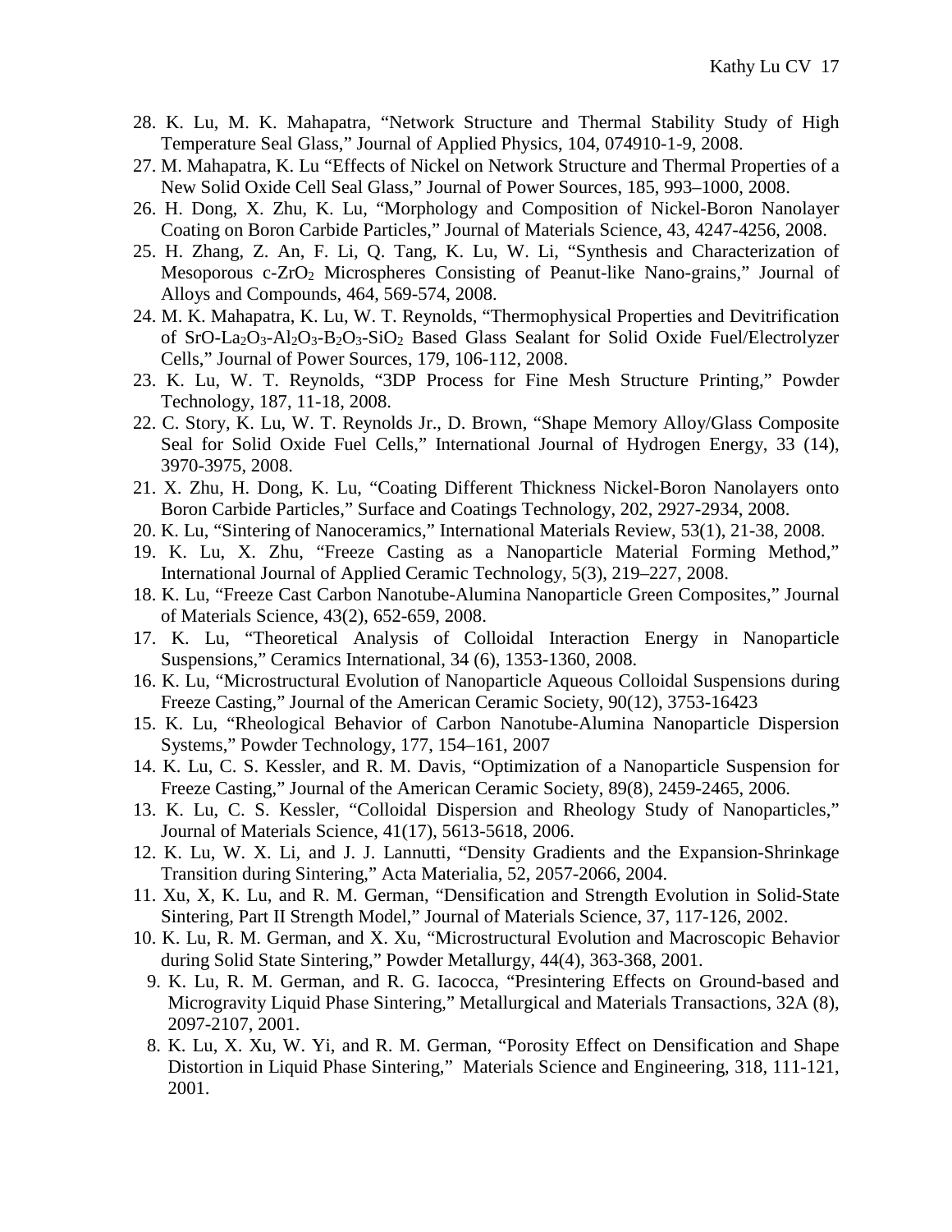28. K. Lu, M. K. Mahapatra, "Network Structure and Thermal Stability Study of High Temperature Seal Glass," Journal of Applied Physics, 104, 074910-1-9, 2008.
27. M. Mahapatra, K. Lu "Effects of Nickel on Network Structure and Thermal Properties of a New Solid Oxide Cell Seal Glass," Journal of Power Sources, 185, 993–1000, 2008.
26. H. Dong, X. Zhu, K. Lu, "Morphology and Composition of Nickel-Boron Nanolayer Coating on Boron Carbide Particles," Journal of Materials Science, 43, 4247-4256, 2008.
25. H. Zhang, Z. An, F. Li, Q. Tang, K. Lu, W. Li, "Synthesis and Characterization of Mesoporous c-$ZrO_2$ Microspheres Consisting of Peanut-like Nano-grains," Journal of Alloys and Compounds, 464, 569-574, 2008.
24. M. K. Mahapatra, K. Lu, W. T. Reynolds, "Thermophysical Properties and Devitrification of $SrO$-$La_2O_3$-$Al_2O_3$-$B_2O_3$-$SiO_2$ Based Glass Sealant for Solid Oxide Fuel/Electrolyzer Cells," Journal of Power Sources, 179, 106-112, 2008.
23. K. Lu, W. T. Reynolds, "3DP Process for Fine Mesh Structure Printing," Powder Technology, 187, 11-18, 2008.
22. C. Story, K. Lu, W. T. Reynolds Jr., D. Brown, "Shape Memory Alloy/Glass Composite Seal for Solid Oxide Fuel Cells," International Journal of Hydrogen Energy, 33 (14), 3970-3975, 2008.
21. X. Zhu, H. Dong, K. Lu, "Coating Different Thickness Nickel-Boron Nanolayers onto Boron Carbide Particles," Surface and Coatings Technology, 202, 2927-2934, 2008.
20. K. Lu, "Sintering of Nanoceramics," International Materials Review, 53(1), 21-38, 2008.
19. K. Lu, X. Zhu, "Freeze Casting as a Nanoparticle Material Forming Method," International Journal of Applied Ceramic Technology, 5(3), 219–227, 2008.
18. K. Lu, "Freeze Cast Carbon Nanotube-Alumina Nanoparticle Green Composites," Journal of Materials Science, 43(2), 652-659, 2008.
17. K. Lu, "Theoretical Analysis of Colloidal Interaction Energy in Nanoparticle Suspensions," Ceramics International, 34 (6), 1353-1360, 2008.
16. K. Lu, "Microstructural Evolution of Nanoparticle Aqueous Colloidal Suspensions during Freeze Casting," Journal of the American Ceramic Society, 90(12), 3753-16423
15. K. Lu, "Rheological Behavior of Carbon Nanotube-Alumina Nanoparticle Dispersion Systems," Powder Technology, 177, 154–161, 2007
14. K. Lu, C. S. Kessler, and R. M. Davis, "Optimization of a Nanoparticle Suspension for Freeze Casting," Journal of the American Ceramic Society, 89(8), 2459-2465, 2006.
13. K. Lu, C. S. Kessler, "Colloidal Dispersion and Rheology Study of Nanoparticles," Journal of Materials Science, 41(17), 5613-5618, 2006.
12. K. Lu, W. X. Li, and J. J. Lannutti, "Density Gradients and the Expansion-Shrinkage Transition during Sintering," Acta Materialia, 52, 2057-2066, 2004.
11. Xu, X, K. Lu, and R. M. German, "Densification and Strength Evolution in Solid-State Sintering, Part II Strength Model," Journal of Materials Science, 37, 117-126, 2002.
10. K. Lu, R. M. German, and X. Xu, "Microstructural Evolution and Macroscopic Behavior during Solid State Sintering," Powder Metallurgy, 44(4), 363-368, 2001.
9. K. Lu, R. M. German, and R. G. Iacocca, "Presintering Effects on Ground-based and Microgravity Liquid Phase Sintering," Metallurgical and Materials Transactions, 32A (8), 2097-2107, 2001.
8. K. Lu, X. Xu, W. Yi, and R. M. German, "Porosity Effect on Densification and Shape Distortion in Liquid Phase Sintering," Materials Science and Engineering, 318, 111-121, 2001.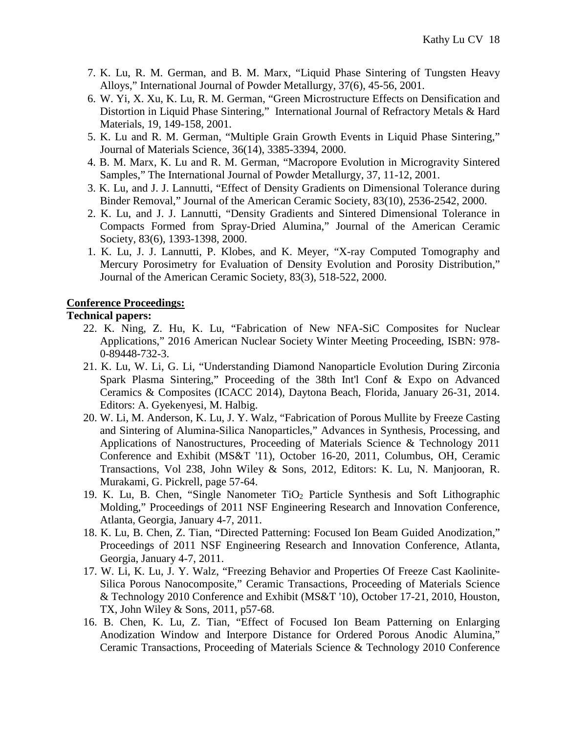7. K. Lu, R. M. German, and B. M. Marx, "Liquid Phase Sintering of Tungsten Heavy Alloys," International Journal of Powder Metallurgy, 37(6), 45-56, 2001.
6. W. Yi, X. Xu, K. Lu, R. M. German, "Green Microstructure Effects on Densification and Distortion in Liquid Phase Sintering," International Journal of Refractory Metals & Hard Materials, 19, 149-158, 2001.
5. K. Lu and R. M. German, "Multiple Grain Growth Events in Liquid Phase Sintering," Journal of Materials Science, 36(14), 3385-3394, 2000.
4. B. M. Marx, K. Lu and R. M. German, "Macropore Evolution in Microgravity Sintered Samples," The International Journal of Powder Metallurgy, 37, 11-12, 2001.
3. K. Lu, and J. J. Lannutti, "Effect of Density Gradients on Dimensional Tolerance during Binder Removal," Journal of the American Ceramic Society, 83(10), 2536-2542, 2000.
2. K. Lu, and J. J. Lannutti, "Density Gradients and Sintered Dimensional Tolerance in Compacts Formed from Spray-Dried Alumina," Journal of the American Ceramic Society, 83(6), 1393-1398, 2000.
1. K. Lu, J. J. Lannutti, P. Klobes, and K. Meyer, "X-ray Computed Tomography and Mercury Porosimetry for Evaluation of Density Evolution and Porosity Distribution," Journal of the American Ceramic Society, 83(3), 518-522, 2000.

**Conference Proceedings:**

**Technical papers:**

22. K. Ning, Z. Hu, K. Lu, "Fabrication of New NFA-SiC Composites for Nuclear Applications," 2016 American Nuclear Society Winter Meeting Proceeding, ISBN: 978-0-89448-732-3.
21. K. Lu, W. Li, G. Li, "Understanding Diamond Nanoparticle Evolution During Zirconia Spark Plasma Sintering," Proceeding of the 38th Int'l Conf & Expo on Advanced Ceramics & Composites (ICACC 2014), Daytona Beach, Florida, January 26-31, 2014. Editors: A. Gyekenyesi, M. Halbig.
20. W. Li, M. Anderson, K. Lu, J. Y. Walz, "Fabrication of Porous Mullite by Freeze Casting and Sintering of Alumina-Silica Nanoparticles," Advances in Synthesis, Processing, and Applications of Nanostructures, Proceeding of Materials Science & Technology 2011 Conference and Exhibit (MS&T '11), October 16-20, 2011, Columbus, OH, Ceramic Transactions, Vol 238, John Wiley & Sons, 2012, Editors: K. Lu, N. Manjooran, R. Murakami, G. Pickrell, page 57-64.
19. K. Lu, B. Chen, "Single Nanometer $TiO_2$ Particle Synthesis and Soft Lithographic Molding," Proceedings of 2011 NSF Engineering Research and Innovation Conference, Atlanta, Georgia, January 4-7, 2011.
18. K. Lu, B. Chen, Z. Tian, "Directed Patterning: Focused Ion Beam Guided Anodization," Proceedings of 2011 NSF Engineering Research and Innovation Conference, Atlanta, Georgia, January 4-7, 2011.
17. W. Li, K. Lu, J. Y. Walz, "Freezing Behavior and Properties Of Freeze Cast Kaolinite-Silica Porous Nanocomposite," Ceramic Transactions, Proceeding of Materials Science & Technology 2010 Conference and Exhibit (MS&T '10), October 17-21, 2010, Houston, TX, John Wiley & Sons, 2011, p57-68.
16. B. Chen, K. Lu, Z. Tian, "Effect of Focused Ion Beam Patterning on Enlarging Anodization Window and Interpore Distance for Ordered Porous Anodic Alumina," Ceramic Transactions, Proceeding of Materials Science & Technology 2010 Conference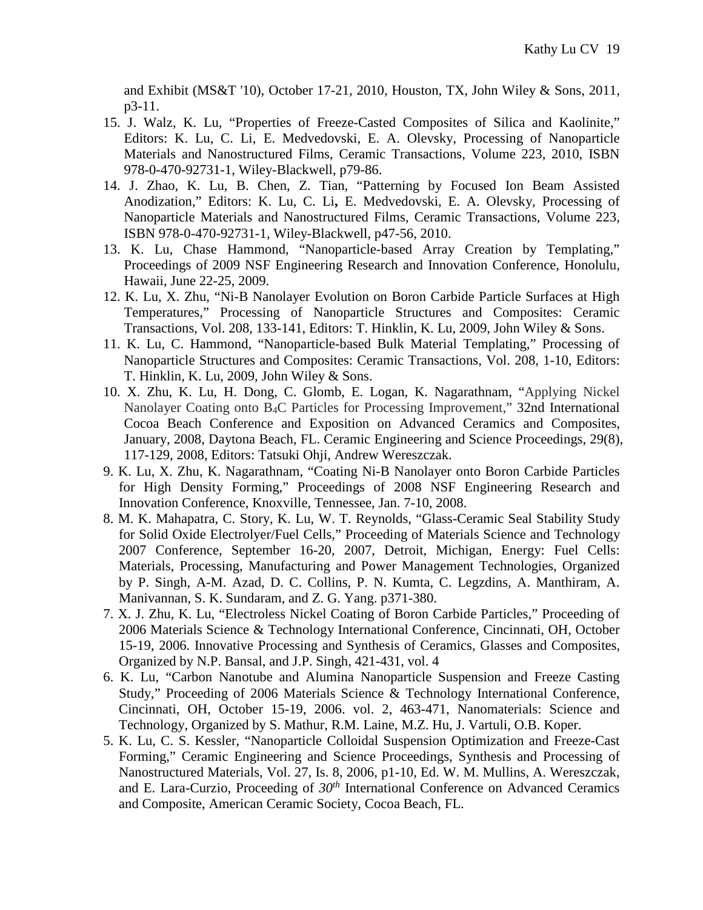and Exhibit (MS&T '10), October 17-21, 2010, Houston, TX, John Wiley & Sons, 2011, p3-11.

15. J. Walz, K. Lu, "Properties of Freeze-Casted Composites of Silica and Kaolinite," Editors: K. Lu, C. Li, E. Medvedovski, E. A. Olevsky, Processing of Nanoparticle Materials and Nanostructured Films, Ceramic Transactions, Volume 223, 2010, ISBN 978-0-470-92731-1, Wiley-Blackwell, p79-86.
14. J. Zhao, K. Lu, B. Chen, Z. Tian, "Patterning by Focused Ion Beam Assisted Anodization," Editors: K. Lu, C. Li**,** E. Medvedovski, E. A. Olevsky, Processing of Nanoparticle Materials and Nanostructured Films, Ceramic Transactions, Volume 223, ISBN 978-0-470-92731-1, Wiley-Blackwell, p47-56, 2010.
13. K. Lu, Chase Hammond, "Nanoparticle-based Array Creation by Templating," Proceedings of 2009 NSF Engineering Research and Innovation Conference, Honolulu, Hawaii, June 22-25, 2009.
12. K. Lu, X. Zhu, "Ni-B Nanolayer Evolution on Boron Carbide Particle Surfaces at High Temperatures," Processing of Nanoparticle Structures and Composites: Ceramic Transactions, Vol. 208, 133-141, Editors: T. Hinklin, K. Lu, 2009, John Wiley & Sons.
11. K. Lu, C. Hammond, "Nanoparticle-based Bulk Material Templating," Processing of Nanoparticle Structures and Composites: Ceramic Transactions, Vol. 208, 1-10, Editors: T. Hinklin, K. Lu, 2009, John Wiley & Sons.
10. X. Zhu, K. Lu, H. Dong, C. Glomb, E. Logan, K. Nagarathnam, "Applying Nickel Nanolayer Coating onto $B_4C$ Particles for Processing Improvement," 32nd International Cocoa Beach Conference and Exposition on Advanced Ceramics and Composites, January, 2008, Daytona Beach, FL. Ceramic Engineering and Science Proceedings, 29(8), 117-129, 2008, Editors: Tatsuki Ohji, Andrew Wereszczak.
9. K. Lu, X. Zhu, K. Nagarathnam, "Coating Ni-B Nanolayer onto Boron Carbide Particles for High Density Forming," Proceedings of 2008 NSF Engineering Research and Innovation Conference, Knoxville, Tennessee, Jan. 7-10, 2008.
8. M. K. Mahapatra, C. Story, K. Lu, W. T. Reynolds, "Glass-Ceramic Seal Stability Study for Solid Oxide Electrolyer/Fuel Cells," Proceeding of Materials Science and Technology 2007 Conference, September 16-20, 2007, Detroit, Michigan, Energy: Fuel Cells: Materials, Processing, Manufacturing and Power Management Technologies, Organized by P. Singh, A-M. Azad, D. C. Collins, P. N. Kumta, C. Legzdins, A. Manthiram, A. Manivannan, S. K. Sundaram, and Z. G. Yang. p371-380.
7. X. J. Zhu, K. Lu, "Electroless Nickel Coating of Boron Carbide Particles," Proceeding of 2006 Materials Science & Technology International Conference, Cincinnati, OH, October 15-19, 2006. Innovative Processing and Synthesis of Ceramics, Glasses and Composites, Organized by N.P. Bansal, and J.P. Singh, 421-431, vol. 4
6. K. Lu, "Carbon Nanotube and Alumina Nanoparticle Suspension and Freeze Casting Study," Proceeding of 2006 Materials Science & Technology International Conference, Cincinnati, OH, October 15-19, 2006. vol. 2, 463-471, Nanomaterials: Science and Technology, Organized by S. Mathur, R.M. Laine, M.Z. Hu, J. Vartuli, O.B. Koper.
5. K. Lu, C. S. Kessler, "Nanoparticle Colloidal Suspension Optimization and Freeze-Cast Forming," Ceramic Engineering and Science Proceedings, Synthesis and Processing of Nanostructured Materials, Vol. 27, Is. 8, 2006, p1-10, Ed. W. M. Mullins, A. Wereszczak, and E. Lara-Curzio, Proceeding of *30th* International Conference on Advanced Ceramics and Composite, American Ceramic Society, Cocoa Beach, FL.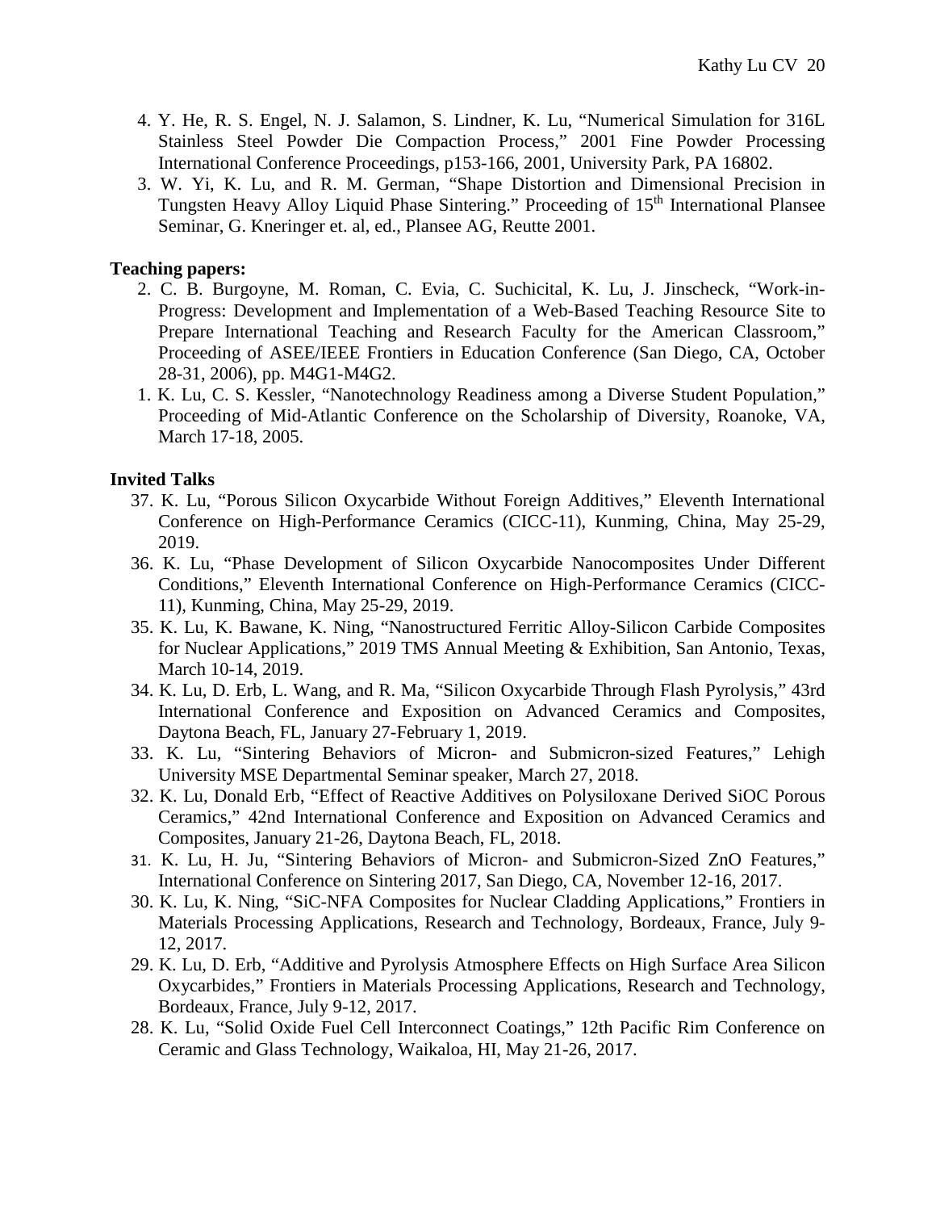4. Y. He, R. S. Engel, N. J. Salamon, S. Lindner, K. Lu, "Numerical Simulation for 316L Stainless Steel Powder Die Compaction Process," 2001 Fine Powder Processing International Conference Proceedings, p153-166, 2001, University Park, PA 16802.
3. W. Yi, K. Lu, and R. M. German, "Shape Distortion and Dimensional Precision in Tungsten Heavy Alloy Liquid Phase Sintering." Proceeding of 15$^{th}$ International Plansee Seminar, G. Kneringer et. al, ed., Plansee AG, Reutte 2001.

**Teaching papers:**

2. C. B. Burgoyne, M. Roman, C. Evia, C. Suchicital, K. Lu, J. Jinscheck, "Work-in-Progress: Development and Implementation of a Web-Based Teaching Resource Site to Prepare International Teaching and Research Faculty for the American Classroom," Proceeding of ASEE/IEEE Frontiers in Education Conference (San Diego, CA, October 28-31, 2006), pp. M4G1-M4G2.
1. K. Lu, C. S. Kessler, "Nanotechnology Readiness among a Diverse Student Population," Proceeding of Mid-Atlantic Conference on the Scholarship of Diversity, Roanoke, VA, March 17-18, 2005.

**Invited Talks**

37. K. Lu, "Porous Silicon Oxycarbide Without Foreign Additives," Eleventh International Conference on High-Performance Ceramics (CICC-11), Kunming, China, May 25-29, 2019.
36. K. Lu, "Phase Development of Silicon Oxycarbide Nanocomposites Under Different Conditions," Eleventh International Conference on High-Performance Ceramics (CICC-11), Kunming, China, May 25-29, 2019.
35. K. Lu, K. Bawane, K. Ning, "Nanostructured Ferritic Alloy-Silicon Carbide Composites for Nuclear Applications," 2019 TMS Annual Meeting & Exhibition, San Antonio, Texas, March 10-14, 2019.
34. K. Lu, D. Erb, L. Wang, and R. Ma, "Silicon Oxycarbide Through Flash Pyrolysis," 43rd International Conference and Exposition on Advanced Ceramics and Composites, Daytona Beach, FL, January 27-February 1, 2019.
33. K. Lu, "Sintering Behaviors of Micron- and Submicron-sized Features," Lehigh University MSE Departmental Seminar speaker, March 27, 2018.
32. K. Lu, Donald Erb, "Effect of Reactive Additives on Polysiloxane Derived SiOC Porous Ceramics," 42nd International Conference and Exposition on Advanced Ceramics and Composites, January 21-26, Daytona Beach, FL, 2018.
31. K. Lu, H. Ju, "Sintering Behaviors of Micron- and Submicron-Sized ZnO Features," International Conference on Sintering 2017, San Diego, CA, November 12-16, 2017.
30. K. Lu, K. Ning, "SiC-NFA Composites for Nuclear Cladding Applications," Frontiers in Materials Processing Applications, Research and Technology, Bordeaux, France, July 9-12, 2017.
29. K. Lu, D. Erb, "Additive and Pyrolysis Atmosphere Effects on High Surface Area Silicon Oxycarbides," Frontiers in Materials Processing Applications, Research and Technology, Bordeaux, France, July 9-12, 2017.
28. K. Lu, "Solid Oxide Fuel Cell Interconnect Coatings," 12th Pacific Rim Conference on Ceramic and Glass Technology, Waikaloa, HI, May 21-26, 2017.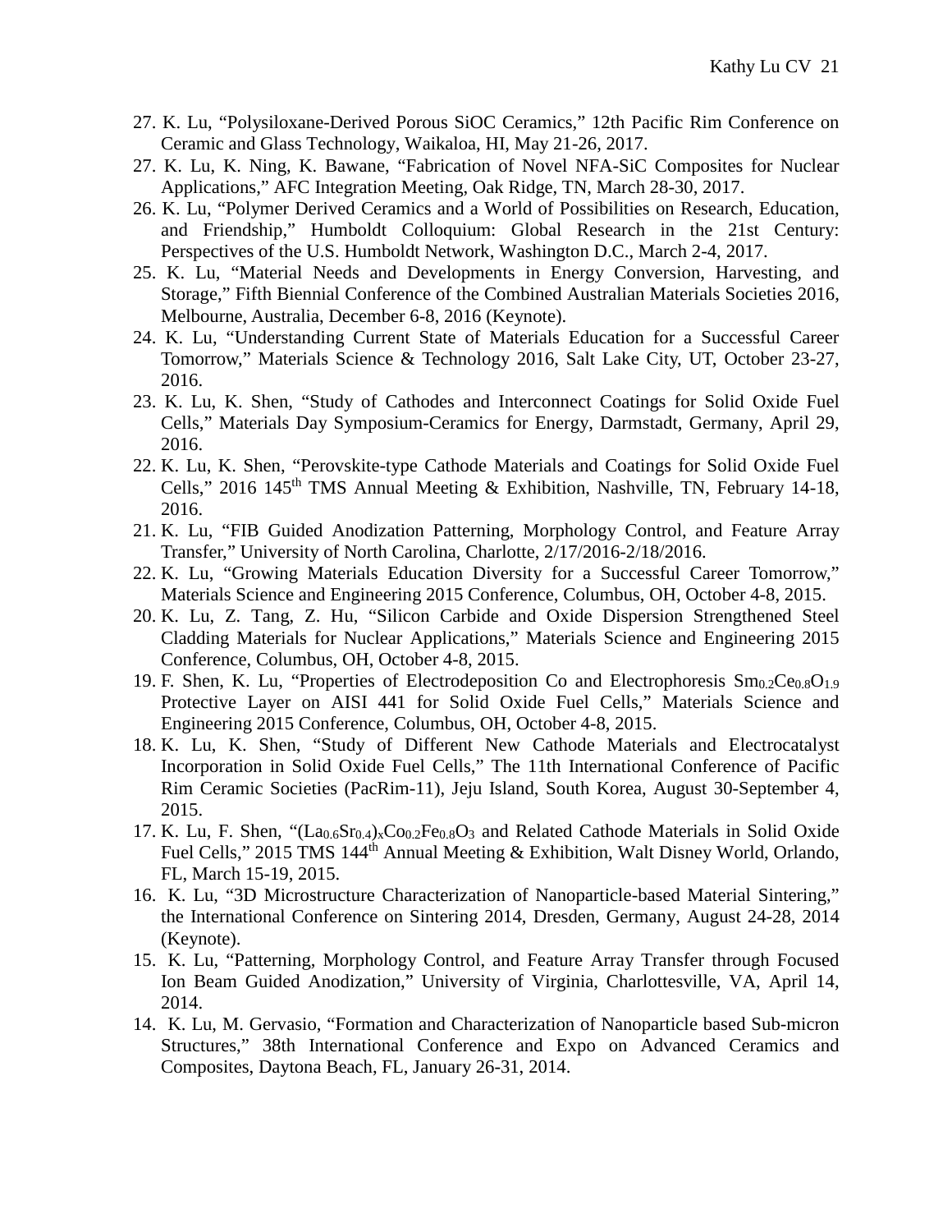27. K. Lu, "Polysiloxane-Derived Porous SiOC Ceramics," 12th Pacific Rim Conference on Ceramic and Glass Technology, Waikaloa, HI, May 21-26, 2017.
27. K. Lu, K. Ning, K. Bawane, "Fabrication of Novel NFA-SiC Composites for Nuclear Applications," AFC Integration Meeting, Oak Ridge, TN, March 28-30, 2017.
26. K. Lu, "Polymer Derived Ceramics and a World of Possibilities on Research, Education, and Friendship," Humboldt Colloquium: Global Research in the 21st Century: Perspectives of the U.S. Humboldt Network, Washington D.C., March 2-4, 2017.
25. K. Lu, "Material Needs and Developments in Energy Conversion, Harvesting, and Storage," Fifth Biennial Conference of the Combined Australian Materials Societies 2016, Melbourne, Australia, December 6-8, 2016 (Keynote).
24. K. Lu, "Understanding Current State of Materials Education for a Successful Career Tomorrow," Materials Science & Technology 2016, Salt Lake City, UT, October 23-27, 2016.
23. K. Lu, K. Shen, "Study of Cathodes and Interconnect Coatings for Solid Oxide Fuel Cells," Materials Day Symposium-Ceramics for Energy, Darmstadt, Germany, April 29, 2016.
22. K. Lu, K. Shen, "Perovskite-type Cathode Materials and Coatings for Solid Oxide Fuel Cells," 2016 145th TMS Annual Meeting & Exhibition, Nashville, TN, February 14-18, 2016.
21. K. Lu, "FIB Guided Anodization Patterning, Morphology Control, and Feature Array Transfer," University of North Carolina, Charlotte, 2/17/2016-2/18/2016.
22. K. Lu, "Growing Materials Education Diversity for a Successful Career Tomorrow," Materials Science and Engineering 2015 Conference, Columbus, OH, October 4-8, 2015.
20. K. Lu, Z. Tang, Z. Hu, "Silicon Carbide and Oxide Dispersion Strengthened Steel Cladding Materials for Nuclear Applications," Materials Science and Engineering 2015 Conference, Columbus, OH, October 4-8, 2015.
19. F. Shen, K. Lu, "Properties of Electrodeposition Co and Electrophoresis $Sm_{0.2}Ce_{0.8}O_{1.9}$ Protective Layer on AISI 441 for Solid Oxide Fuel Cells," Materials Science and Engineering 2015 Conference, Columbus, OH, October 4-8, 2015.
18. K. Lu, K. Shen, "Study of Different New Cathode Materials and Electrocatalyst Incorporation in Solid Oxide Fuel Cells," The 11th International Conference of Pacific Rim Ceramic Societies (PacRim-11), Jeju Island, South Korea, August 30-September 4, 2015.
17. K. Lu, F. Shen, "$(La_{0.6}Sr_{0.4})_xCo_{0.2}Fe_{0.8}O_3$ and Related Cathode Materials in Solid Oxide Fuel Cells," 2015 TMS 144th Annual Meeting & Exhibition, Walt Disney World, Orlando, FL, March 15-19, 2015.
16. K. Lu, "3D Microstructure Characterization of Nanoparticle-based Material Sintering," the International Conference on Sintering 2014, Dresden, Germany, August 24-28, 2014 (Keynote).
15. K. Lu, "Patterning, Morphology Control, and Feature Array Transfer through Focused Ion Beam Guided Anodization," University of Virginia, Charlottesville, VA, April 14, 2014.
14. K. Lu, M. Gervasio, "Formation and Characterization of Nanoparticle based Sub-micron Structures," 38th International Conference and Expo on Advanced Ceramics and Composites, Daytona Beach, FL, January 26-31, 2014.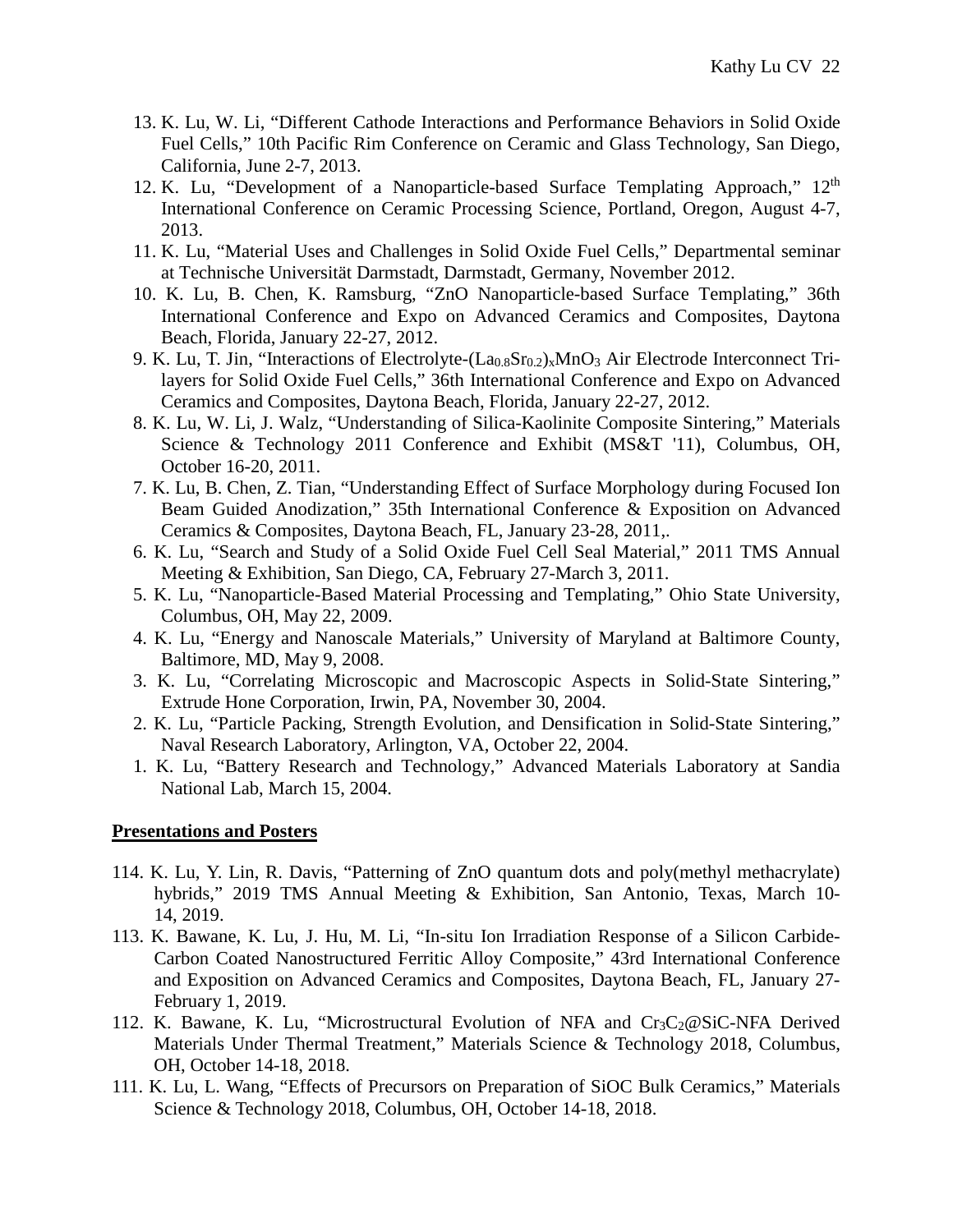13. K. Lu, W. Li, "Different Cathode Interactions and Performance Behaviors in Solid Oxide Fuel Cells," 10th Pacific Rim Conference on Ceramic and Glass Technology, San Diego, California, June 2-7, 2013.
12. K. Lu, "Development of a Nanoparticle-based Surface Templating Approach," 12th International Conference on Ceramic Processing Science, Portland, Oregon, August 4-7, 2013.
11. K. Lu, "Material Uses and Challenges in Solid Oxide Fuel Cells," Departmental seminar at Technische Universität Darmstadt, Darmstadt, Germany, November 2012.
10. K. Lu, B. Chen, K. Ramsburg, "ZnO Nanoparticle-based Surface Templating," 36th International Conference and Expo on Advanced Ceramics and Composites, Daytona Beach, Florida, January 22-27, 2012.
9. K. Lu, T. Jin, "Interactions of Electrolyte-$(La_{0.8}Sr_{0.2})_xMnO_3$ Air Electrode Interconnect Tri-layers for Solid Oxide Fuel Cells," 36th International Conference and Expo on Advanced Ceramics and Composites, Daytona Beach, Florida, January 22-27, 2012.
8. K. Lu, W. Li, J. Walz, "Understanding of Silica-Kaolinite Composite Sintering," Materials Science & Technology 2011 Conference and Exhibit (MS&T '11), Columbus, OH, October 16-20, 2011.
7. K. Lu, B. Chen, Z. Tian, "Understanding Effect of Surface Morphology during Focused Ion Beam Guided Anodization," 35th International Conference & Exposition on Advanced Ceramics & Composites, Daytona Beach, FL, January 23-28, 2011,.
6. K. Lu, "Search and Study of a Solid Oxide Fuel Cell Seal Material," 2011 TMS Annual Meeting & Exhibition, San Diego, CA, February 27-March 3, 2011.
5. K. Lu, "Nanoparticle-Based Material Processing and Templating," Ohio State University, Columbus, OH, May 22, 2009.
4. K. Lu, "Energy and Nanoscale Materials," University of Maryland at Baltimore County, Baltimore, MD, May 9, 2008.
3. K. Lu, "Correlating Microscopic and Macroscopic Aspects in Solid-State Sintering," Extrude Hone Corporation, Irwin, PA, November 30, 2004.
2. K. Lu, "Particle Packing, Strength Evolution, and Densification in Solid-State Sintering," Naval Research Laboratory, Arlington, VA, October 22, 2004.
1. K. Lu, "Battery Research and Technology," Advanced Materials Laboratory at Sandia National Lab, March 15, 2004.

**Presentations and Posters**

114. K. Lu, Y. Lin, R. Davis, "Patterning of ZnO quantum dots and poly(methyl methacrylate) hybrids," 2019 TMS Annual Meeting & Exhibition, San Antonio, Texas, March 10-14, 2019.
113. K. Bawane, K. Lu, J. Hu, M. Li, "In-situ Ion Irradiation Response of a Silicon Carbide-Carbon Coated Nanostructured Ferritic Alloy Composite," 43rd International Conference and Exposition on Advanced Ceramics and Composites, Daytona Beach, FL, January 27-February 1, 2019.
112. K. Bawane, K. Lu, "Microstructural Evolution of NFA and $Cr_3C_2$@SiC-NFA Derived Materials Under Thermal Treatment," Materials Science & Technology 2018, Columbus, OH, October 14-18, 2018.
111. K. Lu, L. Wang, "Effects of Precursors on Preparation of SiOC Bulk Ceramics," Materials Science & Technology 2018, Columbus, OH, October 14-18, 2018.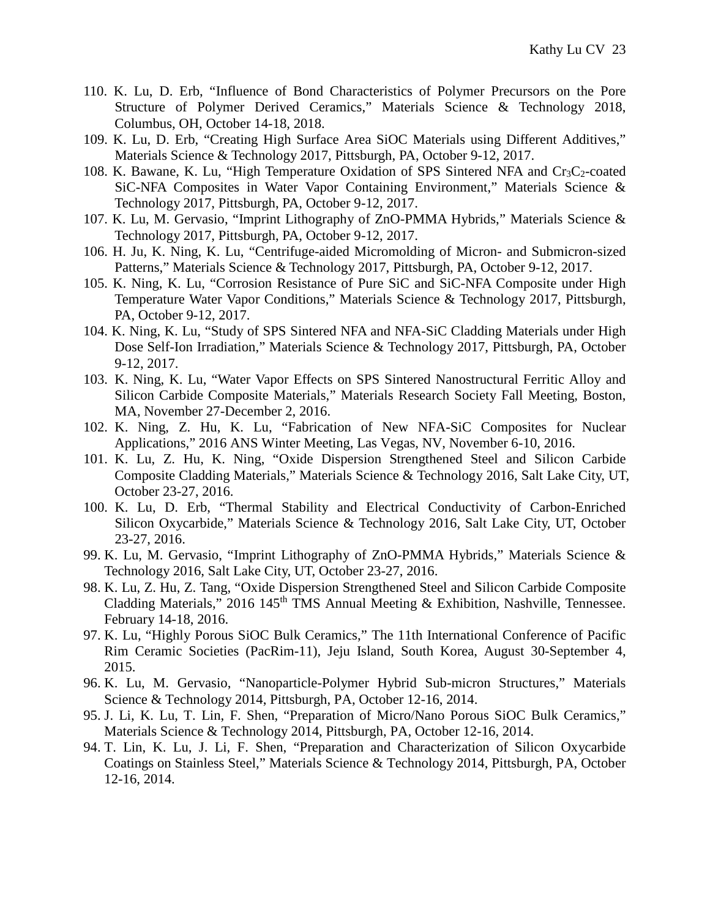110. K. Lu, D. Erb, “Influence of Bond Characteristics of Polymer Precursors on the Pore Structure of Polymer Derived Ceramics,” Materials Science & Technology 2018, Columbus, OH, October 14-18, 2018.
109. K. Lu, D. Erb, “Creating High Surface Area SiOC Materials using Different Additives,” Materials Science & Technology 2017, Pittsburgh, PA, October 9-12, 2017.
108. K. Bawane, K. Lu, “High Temperature Oxidation of SPS Sintered NFA and $Cr_3C_2$-coated SiC-NFA Composites in Water Vapor Containing Environment,” Materials Science & Technology 2017, Pittsburgh, PA, October 9-12, 2017.
107. K. Lu, M. Gervasio, “Imprint Lithography of ZnO-PMMA Hybrids,” Materials Science & Technology 2017, Pittsburgh, PA, October 9-12, 2017.
106. H. Ju, K. Ning, K. Lu, “Centrifuge-aided Micromolding of Micron- and Submicron-sized Patterns,” Materials Science & Technology 2017, Pittsburgh, PA, October 9-12, 2017.
105. K. Ning, K. Lu, “Corrosion Resistance of Pure SiC and SiC-NFA Composite under High Temperature Water Vapor Conditions,” Materials Science & Technology 2017, Pittsburgh, PA, October 9-12, 2017.
104. K. Ning, K. Lu, “Study of SPS Sintered NFA and NFA-SiC Cladding Materials under High Dose Self-Ion Irradiation,” Materials Science & Technology 2017, Pittsburgh, PA, October 9-12, 2017.
103. K. Ning, K. Lu, “Water Vapor Effects on SPS Sintered Nanostructural Ferritic Alloy and Silicon Carbide Composite Materials,” Materials Research Society Fall Meeting, Boston, MA, November 27-December 2, 2016.
102. K. Ning, Z. Hu, K. Lu, “Fabrication of New NFA-SiC Composites for Nuclear Applications,” 2016 ANS Winter Meeting, Las Vegas, NV, November 6-10, 2016.
101. K. Lu, Z. Hu, K. Ning, “Oxide Dispersion Strengthened Steel and Silicon Carbide Composite Cladding Materials,” Materials Science & Technology 2016, Salt Lake City, UT, October 23-27, 2016.
100. K. Lu, D. Erb, “Thermal Stability and Electrical Conductivity of Carbon-Enriched Silicon Oxycarbide,” Materials Science & Technology 2016, Salt Lake City, UT, October 23-27, 2016.
99. K. Lu, M. Gervasio, “Imprint Lithography of ZnO-PMMA Hybrids,” Materials Science & Technology 2016, Salt Lake City, UT, October 23-27, 2016.
98. K. Lu, Z. Hu, Z. Tang, “Oxide Dispersion Strengthened Steel and Silicon Carbide Composite Cladding Materials,” 2016 145th TMS Annual Meeting & Exhibition, Nashville, Tennessee. February 14-18, 2016.
97. K. Lu, “Highly Porous SiOC Bulk Ceramics,” The 11th International Conference of Pacific Rim Ceramic Societies (PacRim-11), Jeju Island, South Korea, August 30-September 4, 2015.
96. K. Lu, M. Gervasio, “Nanoparticle-Polymer Hybrid Sub-micron Structures,” Materials Science & Technology 2014, Pittsburgh, PA, October 12-16, 2014.
95. J. Li, K. Lu, T. Lin, F. Shen, “Preparation of Micro/Nano Porous SiOC Bulk Ceramics,” Materials Science & Technology 2014, Pittsburgh, PA, October 12-16, 2014.
94. T. Lin, K. Lu, J. Li, F. Shen, “Preparation and Characterization of Silicon Oxycarbide Coatings on Stainless Steel,” Materials Science & Technology 2014, Pittsburgh, PA, October 12-16, 2014.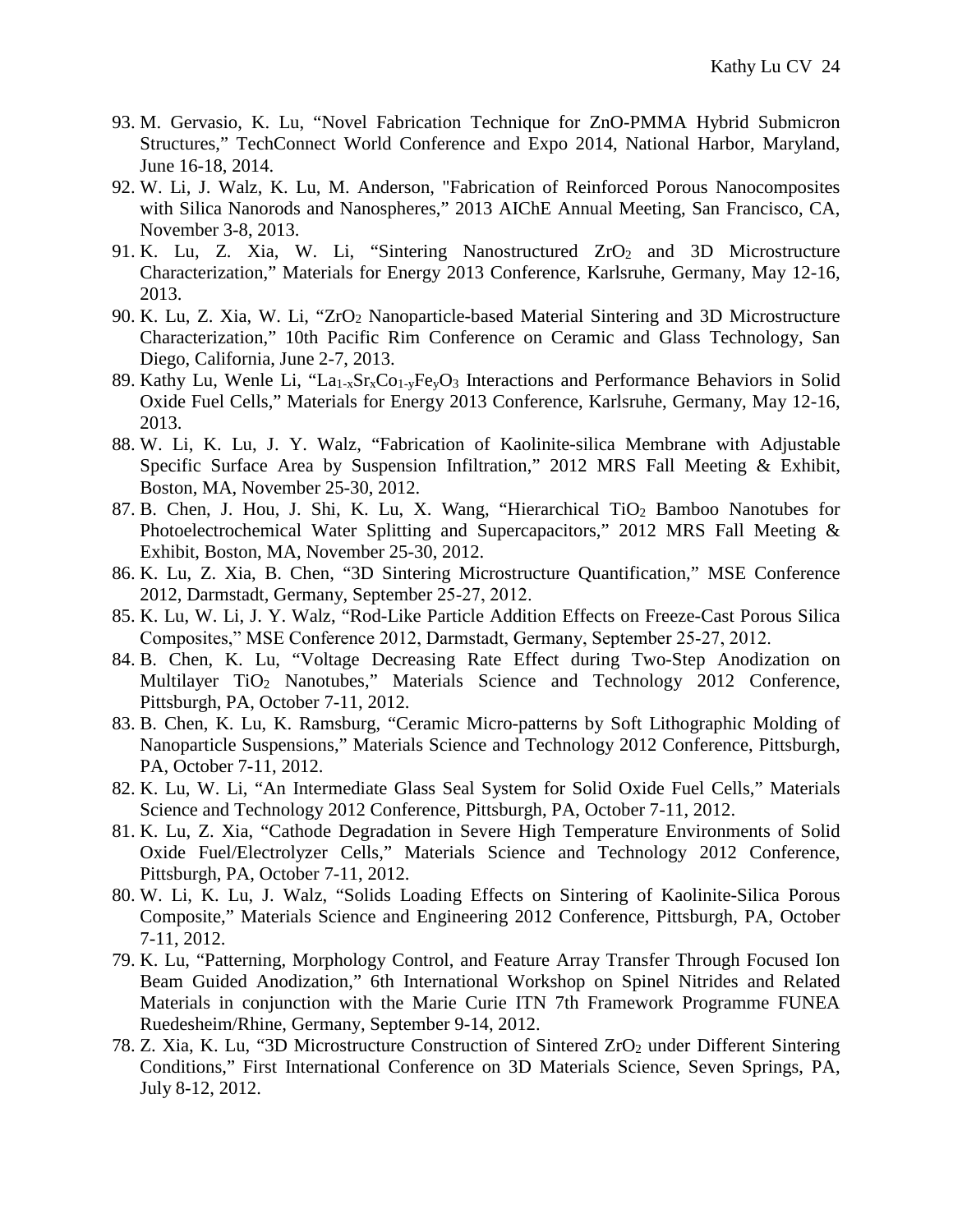93. M. Gervasio, K. Lu, “Novel Fabrication Technique for ZnO-PMMA Hybrid Submicron Structures,” TechConnect World Conference and Expo 2014, National Harbor, Maryland, June 16-18, 2014.
92. W. Li, J. Walz, K. Lu, M. Anderson, "Fabrication of Reinforced Porous Nanocomposites with Silica Nanorods and Nanospheres,” 2013 AIChE Annual Meeting, San Francisco, CA, November 3-8, 2013.
91. K. Lu, Z. Xia, W. Li, “Sintering Nanostructured $ZrO_2$ and 3D Microstructure Characterization,” Materials for Energy 2013 Conference, Karlsruhe, Germany, May 12-16, 2013.
90. K. Lu, Z. Xia, W. Li, “$ZrO_2$ Nanoparticle-based Material Sintering and 3D Microstructure Characterization,” 10th Pacific Rim Conference on Ceramic and Glass Technology, San Diego, California, June 2-7, 2013.
89. Kathy Lu, Wenle Li, “$La_{1-x}Sr_xCo_{1-y}Fe_yO_3$ Interactions and Performance Behaviors in Solid Oxide Fuel Cells,” Materials for Energy 2013 Conference, Karlsruhe, Germany, May 12-16, 2013.
88. W. Li, K. Lu, J. Y. Walz, “Fabrication of Kaolinite-silica Membrane with Adjustable Specific Surface Area by Suspension Infiltration,” 2012 MRS Fall Meeting & Exhibit, Boston, MA, November 25-30, 2012.
87. B. Chen, J. Hou, J. Shi, K. Lu, X. Wang, “Hierarchical $TiO_2$ Bamboo Nanotubes for Photoelectrochemical Water Splitting and Supercapacitors,” 2012 MRS Fall Meeting & Exhibit, Boston, MA, November 25-30, 2012.
86. K. Lu, Z. Xia, B. Chen, “3D Sintering Microstructure Quantification,” MSE Conference 2012, Darmstadt, Germany, September 25-27, 2012.
85. K. Lu, W. Li, J. Y. Walz, “Rod-Like Particle Addition Effects on Freeze-Cast Porous Silica Composites,” MSE Conference 2012, Darmstadt, Germany, September 25-27, 2012.
84. B. Chen, K. Lu, “Voltage Decreasing Rate Effect during Two-Step Anodization on Multilayer $TiO_2$ Nanotubes,” Materials Science and Technology 2012 Conference, Pittsburgh, PA, October 7-11, 2012.
83. B. Chen, K. Lu, K. Ramsburg, “Ceramic Micro-patterns by Soft Lithographic Molding of Nanoparticle Suspensions,” Materials Science and Technology 2012 Conference, Pittsburgh, PA, October 7-11, 2012.
82. K. Lu, W. Li, “An Intermediate Glass Seal System for Solid Oxide Fuel Cells,” Materials Science and Technology 2012 Conference, Pittsburgh, PA, October 7-11, 2012.
81. K. Lu, Z. Xia, “Cathode Degradation in Severe High Temperature Environments of Solid Oxide Fuel/Electrolyzer Cells,” Materials Science and Technology 2012 Conference, Pittsburgh, PA, October 7-11, 2012.
80. W. Li, K. Lu, J. Walz, “Solids Loading Effects on Sintering of Kaolinite-Silica Porous Composite,” Materials Science and Engineering 2012 Conference, Pittsburgh, PA, October 7-11, 2012.
79. K. Lu, “Patterning, Morphology Control, and Feature Array Transfer Through Focused Ion Beam Guided Anodization,” 6th International Workshop on Spinel Nitrides and Related Materials in conjunction with the Marie Curie ITN 7th Framework Programme FUNEA Ruedesheim/Rhine, Germany, September 9-14, 2012.
78. Z. Xia, K. Lu, “3D Microstructure Construction of Sintered $ZrO_2$ under Different Sintering Conditions,” First International Conference on 3D Materials Science, Seven Springs, PA, July 8-12, 2012.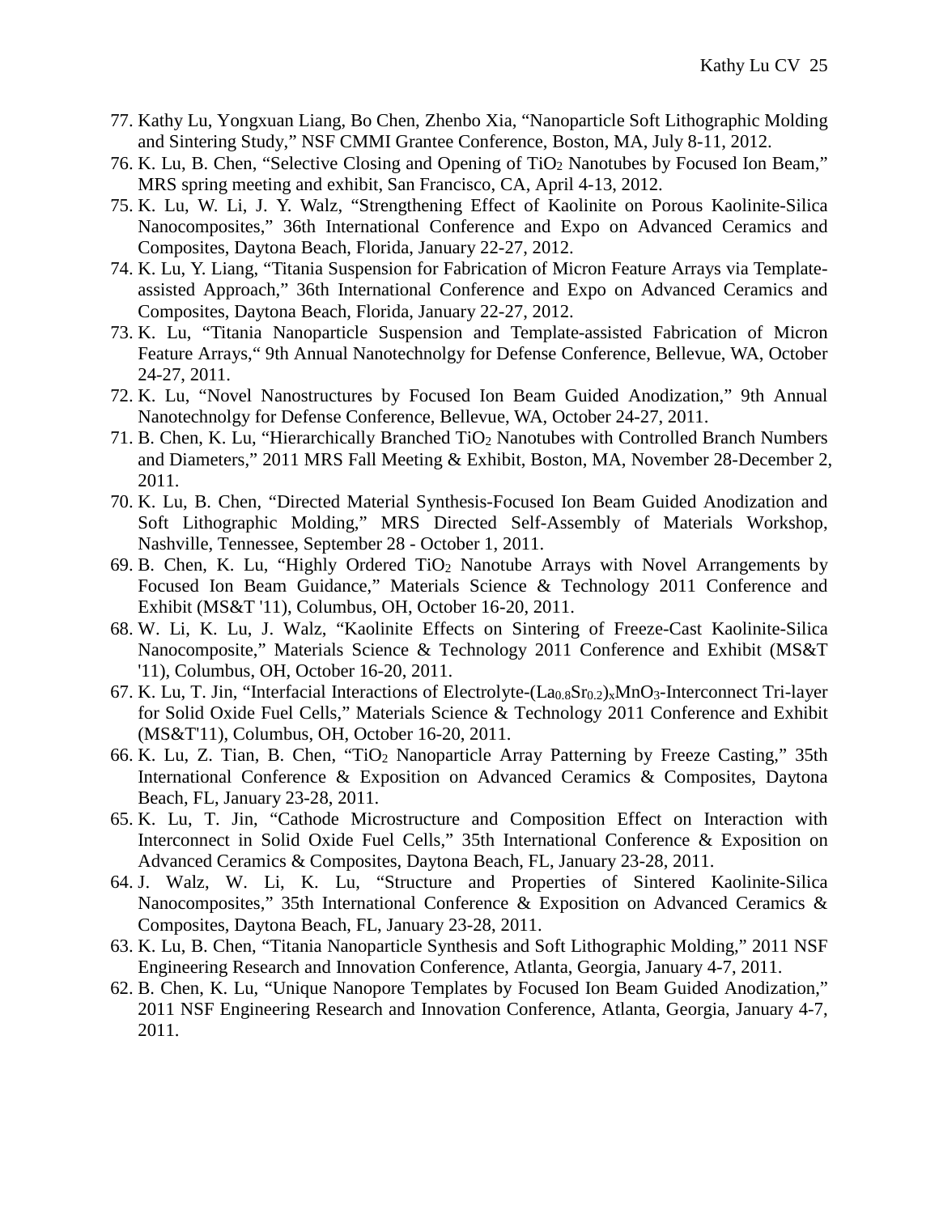77. Kathy Lu, Yongxuan Liang, Bo Chen, Zhenbo Xia, "Nanoparticle Soft Lithographic Molding and Sintering Study," NSF CMMI Grantee Conference, Boston, MA, July 8-11, 2012.
76. K. Lu, B. Chen, "Selective Closing and Opening of $TiO_2$ Nanotubes by Focused Ion Beam," MRS spring meeting and exhibit, San Francisco, CA, April 4-13, 2012.
75. K. Lu, W. Li, J. Y. Walz, "Strengthening Effect of Kaolinite on Porous Kaolinite-Silica Nanocomposites," 36th International Conference and Expo on Advanced Ceramics and Composites, Daytona Beach, Florida, January 22-27, 2012.
74. K. Lu, Y. Liang, "Titania Suspension for Fabrication of Micron Feature Arrays via Template-assisted Approach," 36th International Conference and Expo on Advanced Ceramics and Composites, Daytona Beach, Florida, January 22-27, 2012.
73. K. Lu, "Titania Nanoparticle Suspension and Template-assisted Fabrication of Micron Feature Arrays," 9th Annual Nanotechnolgy for Defense Conference, Bellevue, WA, October 24-27, 2011.
72. K. Lu, "Novel Nanostructures by Focused Ion Beam Guided Anodization," 9th Annual Nanotechnolgy for Defense Conference, Bellevue, WA, October 24-27, 2011.
71. B. Chen, K. Lu, "Hierarchically Branched $TiO_2$ Nanotubes with Controlled Branch Numbers and Diameters," 2011 MRS Fall Meeting & Exhibit, Boston, MA, November 28-December 2, 2011.
70. K. Lu, B. Chen, "Directed Material Synthesis-Focused Ion Beam Guided Anodization and Soft Lithographic Molding," MRS Directed Self-Assembly of Materials Workshop, Nashville, Tennessee, September 28 - October 1, 2011.
69. B. Chen, K. Lu, "Highly Ordered $TiO_2$ Nanotube Arrays with Novel Arrangements by Focused Ion Beam Guidance," Materials Science & Technology 2011 Conference and Exhibit (MS&T '11), Columbus, OH, October 16-20, 2011.
68. W. Li, K. Lu, J. Walz, "Kaolinite Effects on Sintering of Freeze-Cast Kaolinite-Silica Nanocomposite," Materials Science & Technology 2011 Conference and Exhibit (MS&T '11), Columbus, OH, October 16-20, 2011.
67. K. Lu, T. Jin, "Interfacial Interactions of Electrolyte-$(La_{0.8}Sr_{0.2})_xMnO_3$-Interconnect Tri-layer for Solid Oxide Fuel Cells," Materials Science & Technology 2011 Conference and Exhibit (MS&T'11), Columbus, OH, October 16-20, 2011.
66. K. Lu, Z. Tian, B. Chen, "$TiO_2$ Nanoparticle Array Patterning by Freeze Casting," 35th International Conference & Exposition on Advanced Ceramics & Composites, Daytona Beach, FL, January 23-28, 2011.
65. K. Lu, T. Jin, "Cathode Microstructure and Composition Effect on Interaction with Interconnect in Solid Oxide Fuel Cells," 35th International Conference & Exposition on Advanced Ceramics & Composites, Daytona Beach, FL, January 23-28, 2011.
64. J. Walz, W. Li, K. Lu, "Structure and Properties of Sintered Kaolinite-Silica Nanocomposites," 35th International Conference & Exposition on Advanced Ceramics & Composites, Daytona Beach, FL, January 23-28, 2011.
63. K. Lu, B. Chen, "Titania Nanoparticle Synthesis and Soft Lithographic Molding," 2011 NSF Engineering Research and Innovation Conference, Atlanta, Georgia, January 4-7, 2011.
62. B. Chen, K. Lu, "Unique Nanopore Templates by Focused Ion Beam Guided Anodization," 2011 NSF Engineering Research and Innovation Conference, Atlanta, Georgia, January 4-7, 2011.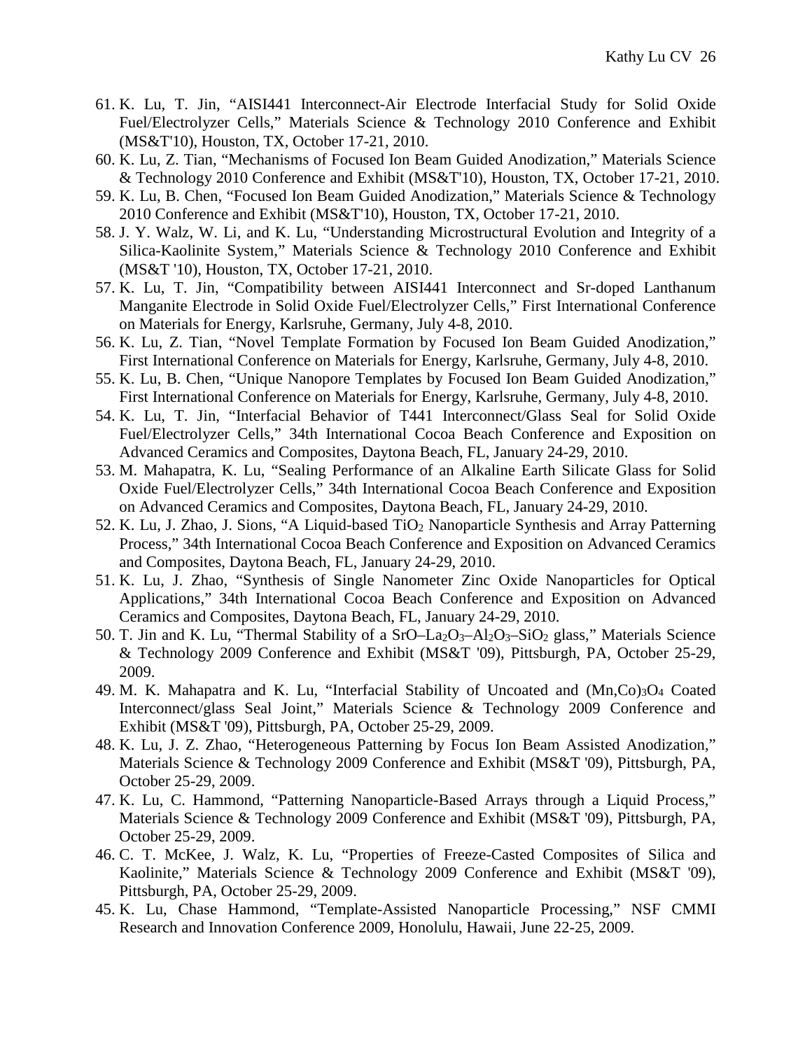61. K. Lu, T. Jin, "AISI441 Interconnect-Air Electrode Interfacial Study for Solid Oxide Fuel/Electrolyzer Cells," Materials Science & Technology 2010 Conference and Exhibit (MS&T'10), Houston, TX, October 17-21, 2010.
60. K. Lu, Z. Tian, "Mechanisms of Focused Ion Beam Guided Anodization," Materials Science & Technology 2010 Conference and Exhibit (MS&T'10), Houston, TX, October 17-21, 2010.
59. K. Lu, B. Chen, "Focused Ion Beam Guided Anodization," Materials Science & Technology 2010 Conference and Exhibit (MS&T'10), Houston, TX, October 17-21, 2010.
58. J. Y. Walz, W. Li, and K. Lu, "Understanding Microstructural Evolution and Integrity of a Silica-Kaolinite System," Materials Science & Technology 2010 Conference and Exhibit (MS&T '10), Houston, TX, October 17-21, 2010.
57. K. Lu, T. Jin, "Compatibility between AISI441 Interconnect and Sr-doped Lanthanum Manganite Electrode in Solid Oxide Fuel/Electrolyzer Cells," First International Conference on Materials for Energy, Karlsruhe, Germany, July 4-8, 2010.
56. K. Lu, Z. Tian, "Novel Template Formation by Focused Ion Beam Guided Anodization," First International Conference on Materials for Energy, Karlsruhe, Germany, July 4-8, 2010.
55. K. Lu, B. Chen, "Unique Nanopore Templates by Focused Ion Beam Guided Anodization," First International Conference on Materials for Energy, Karlsruhe, Germany, July 4-8, 2010.
54. K. Lu, T. Jin, "Interfacial Behavior of T441 Interconnect/Glass Seal for Solid Oxide Fuel/Electrolyzer Cells," 34th International Cocoa Beach Conference and Exposition on Advanced Ceramics and Composites, Daytona Beach, FL, January 24-29, 2010.
53. M. Mahapatra, K. Lu, "Sealing Performance of an Alkaline Earth Silicate Glass for Solid Oxide Fuel/Electrolyzer Cells," 34th International Cocoa Beach Conference and Exposition on Advanced Ceramics and Composites, Daytona Beach, FL, January 24-29, 2010.
52. K. Lu, J. Zhao, J. Sions, "A Liquid-based $TiO_2$ Nanoparticle Synthesis and Array Patterning Process," 34th International Cocoa Beach Conference and Exposition on Advanced Ceramics and Composites, Daytona Beach, FL, January 24-29, 2010.
51. K. Lu, J. Zhao, "Synthesis of Single Nanometer Zinc Oxide Nanoparticles for Optical Applications," 34th International Cocoa Beach Conference and Exposition on Advanced Ceramics and Composites, Daytona Beach, FL, January 24-29, 2010.
50. T. Jin and K. Lu, "Thermal Stability of a $SrO–La_2O_3–Al_2O_3–SiO_2$ glass," Materials Science & Technology 2009 Conference and Exhibit (MS&T '09), Pittsburgh, PA, October 25-29, 2009.
49. M. K. Mahapatra and K. Lu, "Interfacial Stability of Uncoated and $(Mn,Co)_3O_4$ Coated Interconnect/glass Seal Joint," Materials Science & Technology 2009 Conference and Exhibit (MS&T '09), Pittsburgh, PA, October 25-29, 2009.
48. K. Lu, J. Z. Zhao, "Heterogeneous Patterning by Focus Ion Beam Assisted Anodization," Materials Science & Technology 2009 Conference and Exhibit (MS&T '09), Pittsburgh, PA, October 25-29, 2009.
47. K. Lu, C. Hammond, "Patterning Nanoparticle-Based Arrays through a Liquid Process," Materials Science & Technology 2009 Conference and Exhibit (MS&T '09), Pittsburgh, PA, October 25-29, 2009.
46. C. T. McKee, J. Walz, K. Lu, "Properties of Freeze-Casted Composites of Silica and Kaolinite," Materials Science & Technology 2009 Conference and Exhibit (MS&T '09), Pittsburgh, PA, October 25-29, 2009.
45. K. Lu, Chase Hammond, "Template-Assisted Nanoparticle Processing," NSF CMMI Research and Innovation Conference 2009, Honolulu, Hawaii, June 22-25, 2009.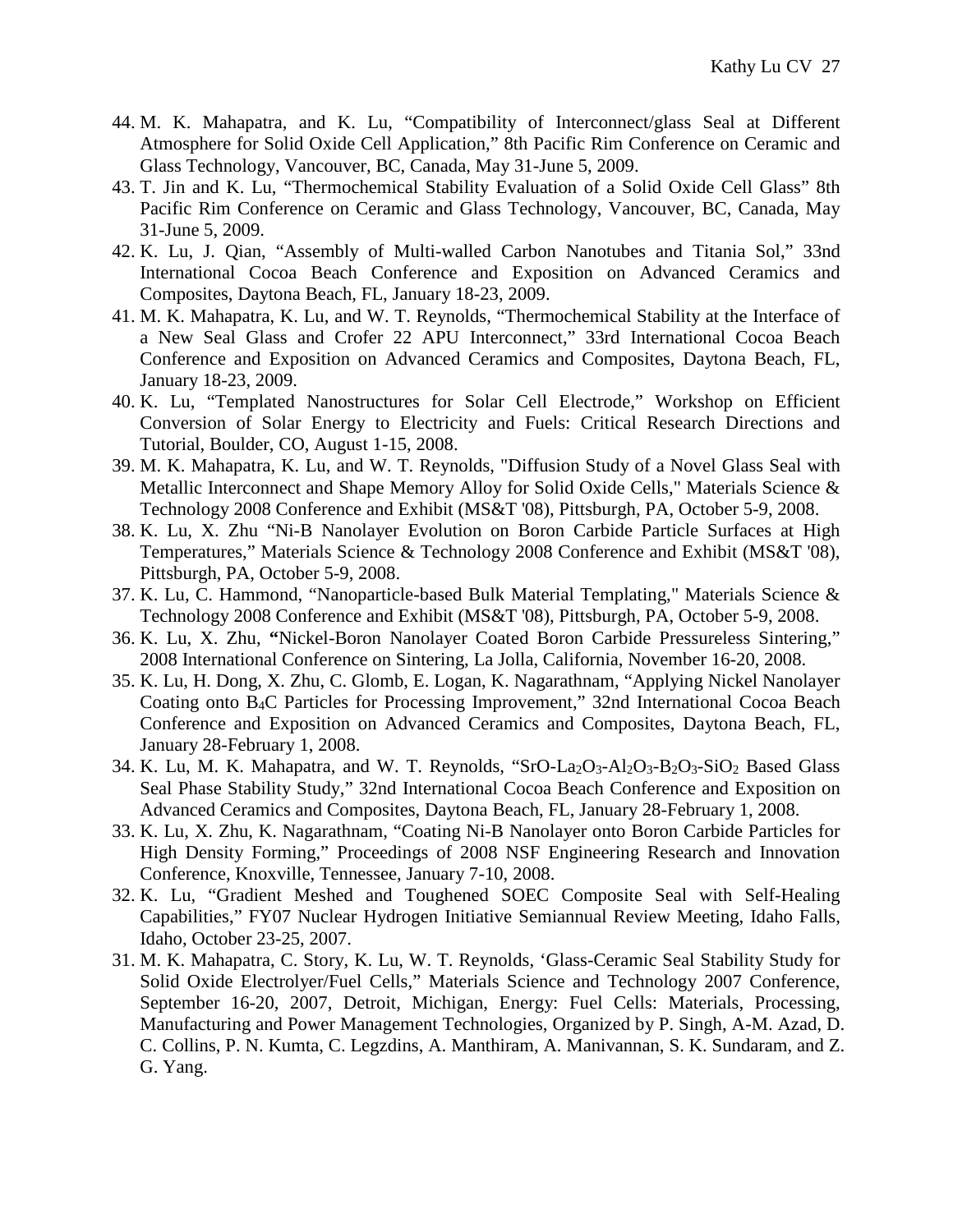44. M. K. Mahapatra, and K. Lu, "Compatibility of Interconnect/glass Seal at Different Atmosphere for Solid Oxide Cell Application," 8th Pacific Rim Conference on Ceramic and Glass Technology, Vancouver, BC, Canada, May 31-June 5, 2009.
43. T. Jin and K. Lu, "Thermochemical Stability Evaluation of a Solid Oxide Cell Glass" 8th Pacific Rim Conference on Ceramic and Glass Technology, Vancouver, BC, Canada, May 31-June 5, 2009.
42. K. Lu, J. Qian, "Assembly of Multi-walled Carbon Nanotubes and Titania Sol," 33nd International Cocoa Beach Conference and Exposition on Advanced Ceramics and Composites, Daytona Beach, FL, January 18-23, 2009.
41. M. K. Mahapatra, K. Lu, and W. T. Reynolds, "Thermochemical Stability at the Interface of a New Seal Glass and Crofer 22 APU Interconnect," 33rd International Cocoa Beach Conference and Exposition on Advanced Ceramics and Composites, Daytona Beach, FL, January 18-23, 2009.
40. K. Lu, "Templated Nanostructures for Solar Cell Electrode," Workshop on Efficient Conversion of Solar Energy to Electricity and Fuels: Critical Research Directions and Tutorial, Boulder, CO, August 1-15, 2008.
39. M. K. Mahapatra, K. Lu, and W. T. Reynolds, "Diffusion Study of a Novel Glass Seal with Metallic Interconnect and Shape Memory Alloy for Solid Oxide Cells," Materials Science & Technology 2008 Conference and Exhibit (MS&T '08), Pittsburgh, PA, October 5-9, 2008.
38. K. Lu, X. Zhu "Ni-B Nanolayer Evolution on Boron Carbide Particle Surfaces at High Temperatures," Materials Science & Technology 2008 Conference and Exhibit (MS&T '08), Pittsburgh, PA, October 5-9, 2008.
37. K. Lu, C. Hammond, "Nanoparticle-based Bulk Material Templating," Materials Science & Technology 2008 Conference and Exhibit (MS&T '08), Pittsburgh, PA, October 5-9, 2008.
36. K. Lu, X. Zhu, "Nickel-Boron Nanolayer Coated Boron Carbide Pressureless Sintering," 2008 International Conference on Sintering, La Jolla, California, November 16-20, 2008.
35. K. Lu, H. Dong, X. Zhu, C. Glomb, E. Logan, K. Nagarathnam, "Applying Nickel Nanolayer Coating onto $B_4C$ Particles for Processing Improvement," 32nd International Cocoa Beach Conference and Exposition on Advanced Ceramics and Composites, Daytona Beach, FL, January 28-February 1, 2008.
34. K. Lu, M. K. Mahapatra, and W. T. Reynolds, "$SrO$-$La_2O_3$-$Al_2O_3$-$B_2O_3$-$SiO_2$ Based Glass Seal Phase Stability Study," 32nd International Cocoa Beach Conference and Exposition on Advanced Ceramics and Composites, Daytona Beach, FL, January 28-February 1, 2008.
33. K. Lu, X. Zhu, K. Nagarathnam, "Coating Ni-B Nanolayer onto Boron Carbide Particles for High Density Forming," Proceedings of 2008 NSF Engineering Research and Innovation Conference, Knoxville, Tennessee, January 7-10, 2008.
32. K. Lu, "Gradient Meshed and Toughened SOEC Composite Seal with Self-Healing Capabilities," FY07 Nuclear Hydrogen Initiative Semiannual Review Meeting, Idaho Falls, Idaho, October 23-25, 2007.
31. M. K. Mahapatra, C. Story, K. Lu, W. T. Reynolds, 'Glass-Ceramic Seal Stability Study for Solid Oxide Electrolyer/Fuel Cells," Materials Science and Technology 2007 Conference, September 16-20, 2007, Detroit, Michigan, Energy: Fuel Cells: Materials, Processing, Manufacturing and Power Management Technologies, Organized by P. Singh, A-M. Azad, D. C. Collins, P. N. Kumta, C. Legzdins, A. Manthiram, A. Manivannan, S. K. Sundaram, and Z. G. Yang.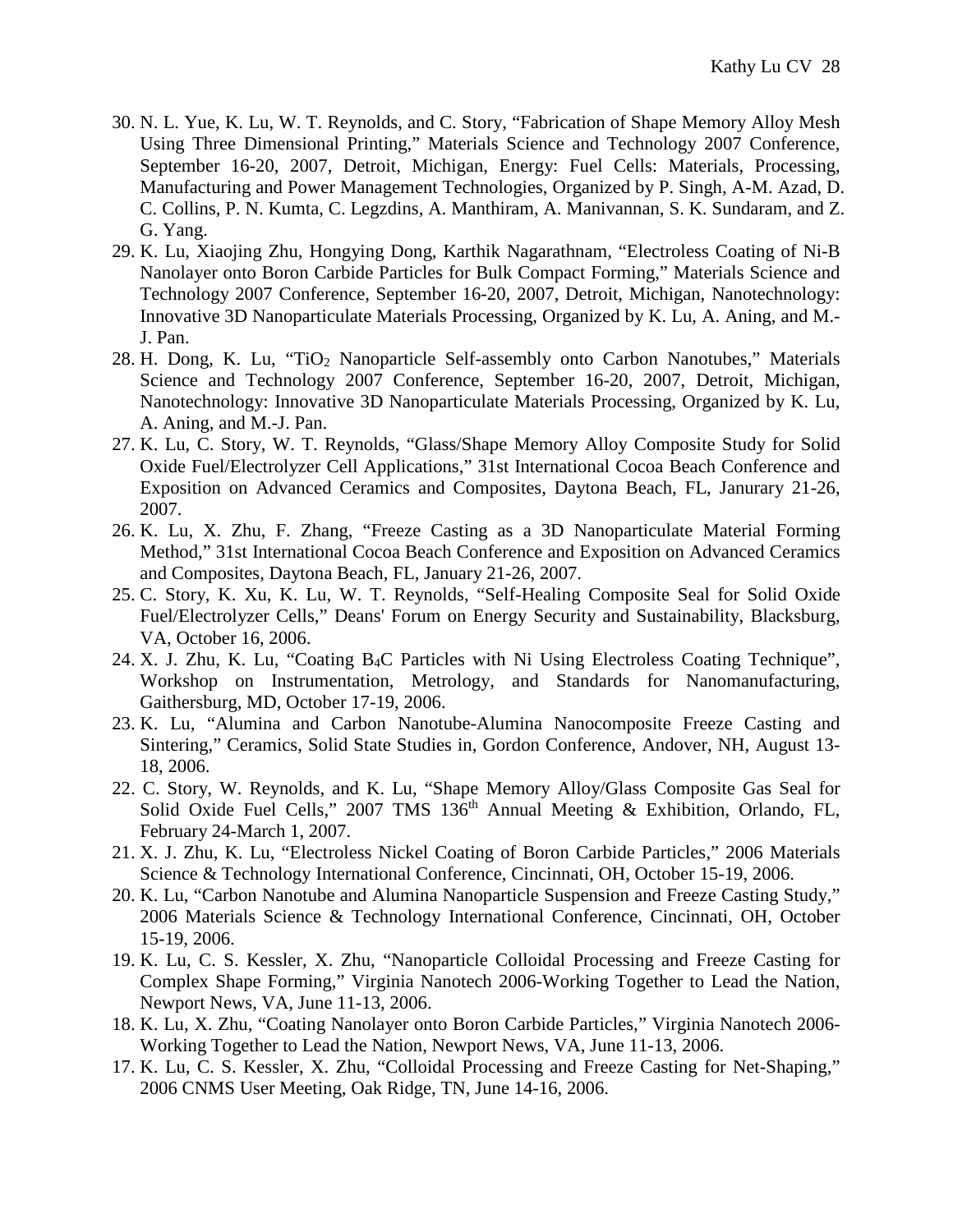30. N. L. Yue, K. Lu, W. T. Reynolds, and C. Story, "Fabrication of Shape Memory Alloy Mesh Using Three Dimensional Printing," Materials Science and Technology 2007 Conference, September 16-20, 2007, Detroit, Michigan, Energy: Fuel Cells: Materials, Processing, Manufacturing and Power Management Technologies, Organized by P. Singh, A-M. Azad, D. C. Collins, P. N. Kumta, C. Legzdins, A. Manthiram, A. Manivannan, S. K. Sundaram, and Z. G. Yang.
29. K. Lu, Xiaojing Zhu, Hongying Dong, Karthik Nagarathnam, "Electroless Coating of Ni-B Nanolayer onto Boron Carbide Particles for Bulk Compact Forming," Materials Science and Technology 2007 Conference, September 16-20, 2007, Detroit, Michigan, Nanotechnology: Innovative 3D Nanoparticulate Materials Processing, Organized by K. Lu, A. Aning, and M.-J. Pan.
28. H. Dong, K. Lu, "$TiO_2$ Nanoparticle Self-assembly onto Carbon Nanotubes," Materials Science and Technology 2007 Conference, September 16-20, 2007, Detroit, Michigan, Nanotechnology: Innovative 3D Nanoparticulate Materials Processing, Organized by K. Lu, A. Aning, and M.-J. Pan.
27. K. Lu, C. Story, W. T. Reynolds, "Glass/Shape Memory Alloy Composite Study for Solid Oxide Fuel/Electrolyzer Cell Applications," 31st International Cocoa Beach Conference and Exposition on Advanced Ceramics and Composites, Daytona Beach, FL, Janurary 21-26, 2007.
26. K. Lu, X. Zhu, F. Zhang, "Freeze Casting as a 3D Nanoparticulate Material Forming Method," 31st International Cocoa Beach Conference and Exposition on Advanced Ceramics and Composites, Daytona Beach, FL, January 21-26, 2007.
25. C. Story, K. Xu, K. Lu, W. T. Reynolds, "Self-Healing Composite Seal for Solid Oxide Fuel/Electrolyzer Cells," Deans' Forum on Energy Security and Sustainability, Blacksburg, VA, October 16, 2006.
24. X. J. Zhu, K. Lu, "Coating $B_4C$ Particles with Ni Using Electroless Coating Technique", Workshop on Instrumentation, Metrology, and Standards for Nanomanufacturing, Gaithersburg, MD, October 17-19, 2006.
23. K. Lu, "Alumina and Carbon Nanotube-Alumina Nanocomposite Freeze Casting and Sintering," Ceramics, Solid State Studies in, Gordon Conference, Andover, NH, August 13-18, 2006.
22. C. Story, W. Reynolds, and K. Lu, "Shape Memory Alloy/Glass Composite Gas Seal for Solid Oxide Fuel Cells," 2007 TMS 136th Annual Meeting & Exhibition, Orlando, FL, February 24-March 1, 2007.
21. X. J. Zhu, K. Lu, "Electroless Nickel Coating of Boron Carbide Particles," 2006 Materials Science & Technology International Conference, Cincinnati, OH, October 15-19, 2006.
20. K. Lu, "Carbon Nanotube and Alumina Nanoparticle Suspension and Freeze Casting Study," 2006 Materials Science & Technology International Conference, Cincinnati, OH, October 15-19, 2006.
19. K. Lu, C. S. Kessler, X. Zhu, "Nanoparticle Colloidal Processing and Freeze Casting for Complex Shape Forming," Virginia Nanotech 2006-Working Together to Lead the Nation, Newport News, VA, June 11-13, 2006.
18. K. Lu, X. Zhu, "Coating Nanolayer onto Boron Carbide Particles," Virginia Nanotech 2006-Working Together to Lead the Nation, Newport News, VA, June 11-13, 2006.
17. K. Lu, C. S. Kessler, X. Zhu, "Colloidal Processing and Freeze Casting for Net-Shaping," 2006 CNMS User Meeting, Oak Ridge, TN, June 14-16, 2006.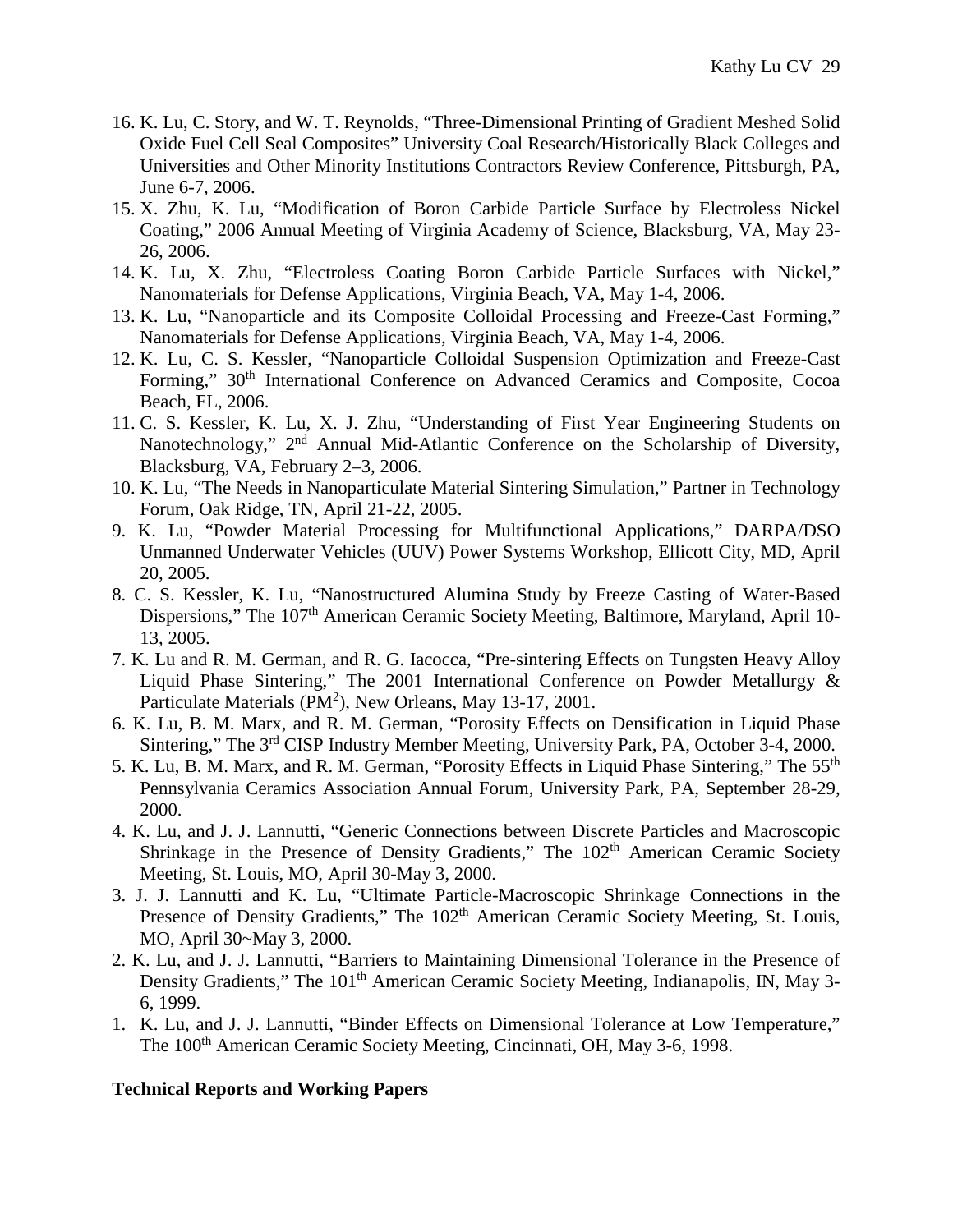16. K. Lu, C. Story, and W. T. Reynolds, “Three-Dimensional Printing of Gradient Meshed Solid Oxide Fuel Cell Seal Composites” University Coal Research/Historically Black Colleges and Universities and Other Minority Institutions Contractors Review Conference, Pittsburgh, PA, June 6-7, 2006.
15. X. Zhu, K. Lu, “Modification of Boron Carbide Particle Surface by Electroless Nickel Coating,” 2006 Annual Meeting of Virginia Academy of Science, Blacksburg, VA, May 23-26, 2006.
14. K. Lu, X. Zhu, “Electroless Coating Boron Carbide Particle Surfaces with Nickel,” Nanomaterials for Defense Applications, Virginia Beach, VA, May 1-4, 2006.
13. K. Lu, “Nanoparticle and its Composite Colloidal Processing and Freeze-Cast Forming,” Nanomaterials for Defense Applications, Virginia Beach, VA, May 1-4, 2006.
12. K. Lu, C. S. Kessler, “Nanoparticle Colloidal Suspension Optimization and Freeze-Cast Forming,” 30th International Conference on Advanced Ceramics and Composite, Cocoa Beach, FL, 2006.
11. C. S. Kessler, K. Lu, X. J. Zhu, “Understanding of First Year Engineering Students on Nanotechnology,” 2nd Annual Mid-Atlantic Conference on the Scholarship of Diversity, Blacksburg, VA, February 2–3, 2006.
10. K. Lu, “The Needs in Nanoparticulate Material Sintering Simulation,” Partner in Technology Forum, Oak Ridge, TN, April 21-22, 2005.
9. K. Lu, “Powder Material Processing for Multifunctional Applications,” DARPA/DSO Unmanned Underwater Vehicles (UUV) Power Systems Workshop, Ellicott City, MD, April 20, 2005.
8. C. S. Kessler, K. Lu, “Nanostructured Alumina Study by Freeze Casting of Water-Based Dispersions,” The 107th American Ceramic Society Meeting, Baltimore, Maryland, April 10-13, 2005.
7. K. Lu and R. M. German, and R. G. Iacocca, “Pre-sintering Effects on Tungsten Heavy Alloy Liquid Phase Sintering,” The 2001 International Conference on Powder Metallurgy & Particulate Materials ($PM^2$), New Orleans, May 13-17, 2001.
6. K. Lu, B. M. Marx, and R. M. German, “Porosity Effects on Densification in Liquid Phase Sintering,” The 3rd CISP Industry Member Meeting, University Park, PA, October 3-4, 2000.
5. K. Lu, B. M. Marx, and R. M. German, “Porosity Effects in Liquid Phase Sintering,” The 55th Pennsylvania Ceramics Association Annual Forum, University Park, PA, September 28-29, 2000.
4. K. Lu, and J. J. Lannutti, “Generic Connections between Discrete Particles and Macroscopic Shrinkage in the Presence of Density Gradients,” The 102th American Ceramic Society Meeting, St. Louis, MO, April 30-May 3, 2000.
3. J. J. Lannutti and K. Lu, “Ultimate Particle-Macroscopic Shrinkage Connections in the Presence of Density Gradients,” The 102th American Ceramic Society Meeting, St. Louis, MO, April 30~May 3, 2000.
2. K. Lu, and J. J. Lannutti, “Barriers to Maintaining Dimensional Tolerance in the Presence of Density Gradients,” The 101th American Ceramic Society Meeting, Indianapolis, IN, May 3-6, 1999.
1. K. Lu, and J. J. Lannutti, “Binder Effects on Dimensional Tolerance at Low Temperature,” The 100th American Ceramic Society Meeting, Cincinnati, OH, May 3-6, 1998.

**Technical Reports and Working Papers**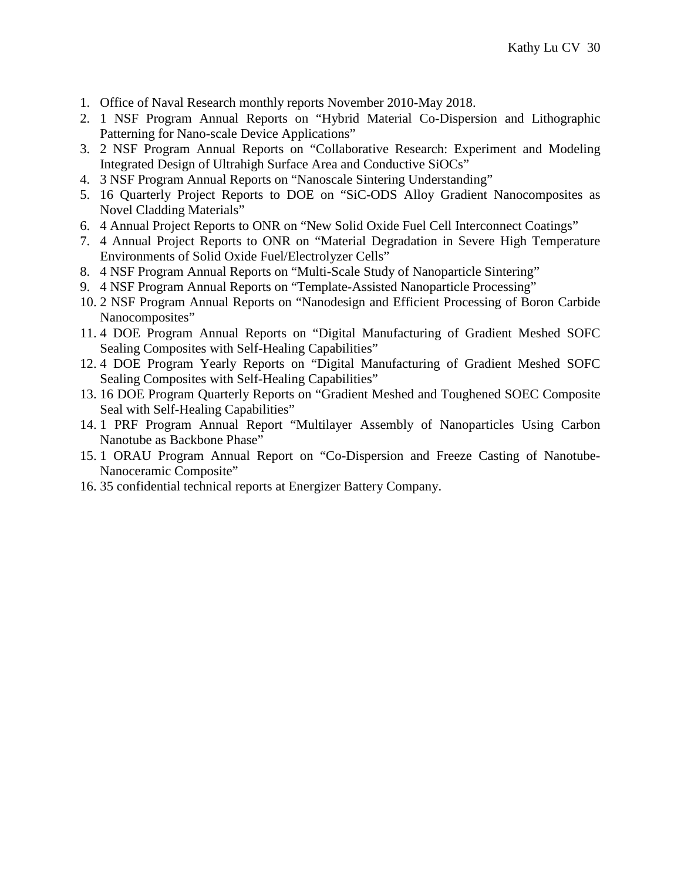1. Office of Naval Research monthly reports November 2010-May 2018.
2. 1 NSF Program Annual Reports on “Hybrid Material Co-Dispersion and Lithographic Patterning for Nano-scale Device Applications”
3. 2 NSF Program Annual Reports on “Collaborative Research: Experiment and Modeling Integrated Design of Ultrahigh Surface Area and Conductive SiOCs”
4. 3 NSF Program Annual Reports on “Nanoscale Sintering Understanding”
5. 16 Quarterly Project Reports to DOE on “SiC-ODS Alloy Gradient Nanocomposites as Novel Cladding Materials”
6. 4 Annual Project Reports to ONR on “New Solid Oxide Fuel Cell Interconnect Coatings”
7. 4 Annual Project Reports to ONR on “Material Degradation in Severe High Temperature Environments of Solid Oxide Fuel/Electrolyzer Cells”
8. 4 NSF Program Annual Reports on “Multi-Scale Study of Nanoparticle Sintering”
9. 4 NSF Program Annual Reports on “Template-Assisted Nanoparticle Processing”
10. 2 NSF Program Annual Reports on “Nanodesign and Efficient Processing of Boron Carbide Nanocomposites”
11. 4 DOE Program Annual Reports on “Digital Manufacturing of Gradient Meshed SOFC Sealing Composites with Self-Healing Capabilities”
12. 4 DOE Program Yearly Reports on “Digital Manufacturing of Gradient Meshed SOFC Sealing Composites with Self-Healing Capabilities”
13. 16 DOE Program Quarterly Reports on “Gradient Meshed and Toughened SOEC Composite Seal with Self-Healing Capabilities”
14. 1 PRF Program Annual Report “Multilayer Assembly of Nanoparticles Using Carbon Nanotube as Backbone Phase”
15. 1 ORAU Program Annual Report on “Co-Dispersion and Freeze Casting of Nanotube-Nanoceramic Composite”
16. 35 confidential technical reports at Energizer Battery Company.